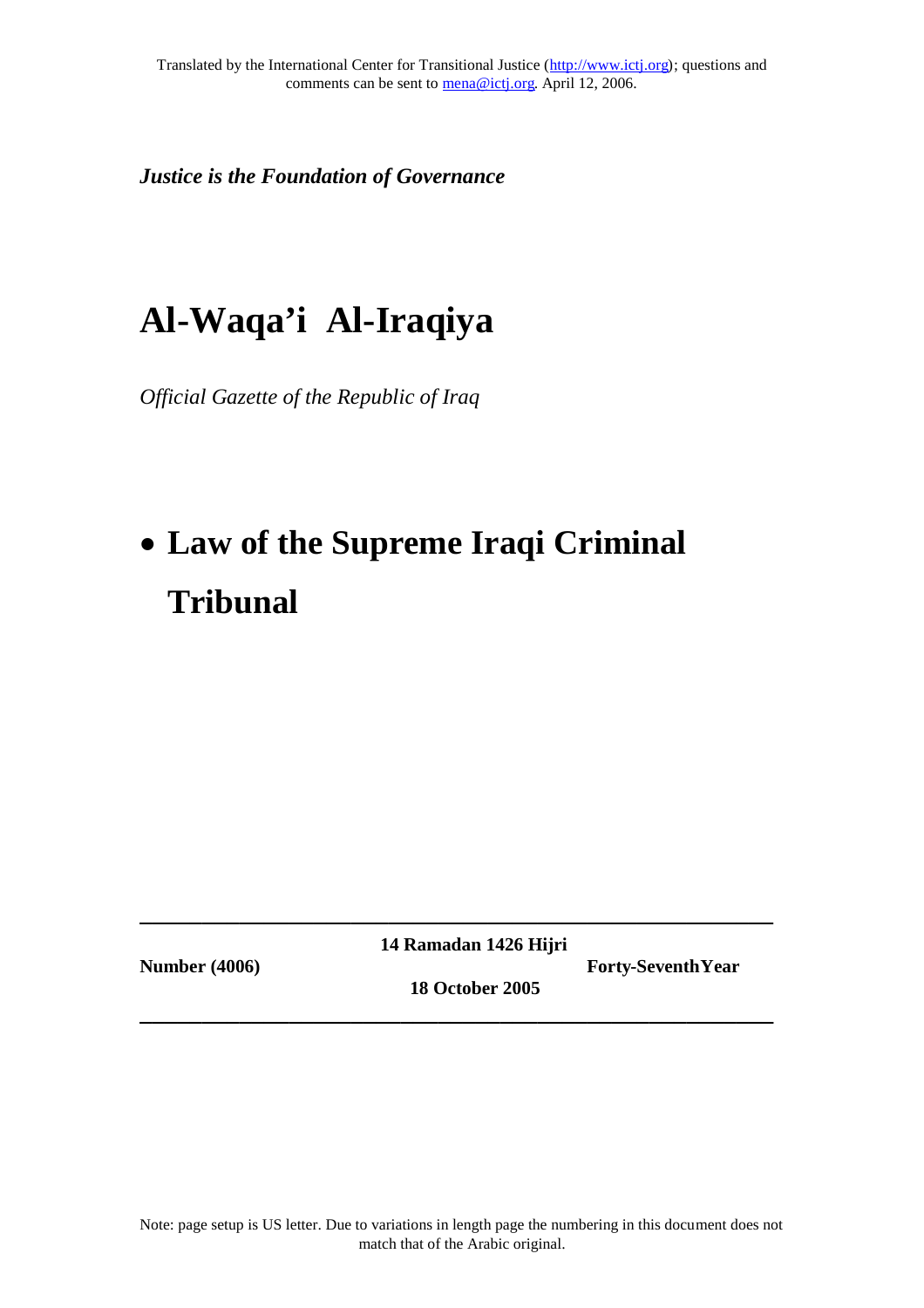Translated by the International Center for Transitional Justice (http://www.ictj.org); questions and comments can be sent to mena@ictj.org. April 12, 2006.

***Justice is the Foundation of Governance***

# Al-Waqa'i Al-Iraqiya

*Official Gazette of the Republic of Iraq*

- **Law of the Supreme Iraqi Criminal Tribunal**

---

| **Number (4006)** | **14 Ramadan 1426 Hijri**<br>**18 October 2005** | **Forty-Seventh Year** |
|---|---|---|

---

Note: page setup is US letter. Due to variations in length page the numbering in this document does not match that of the Arabic original.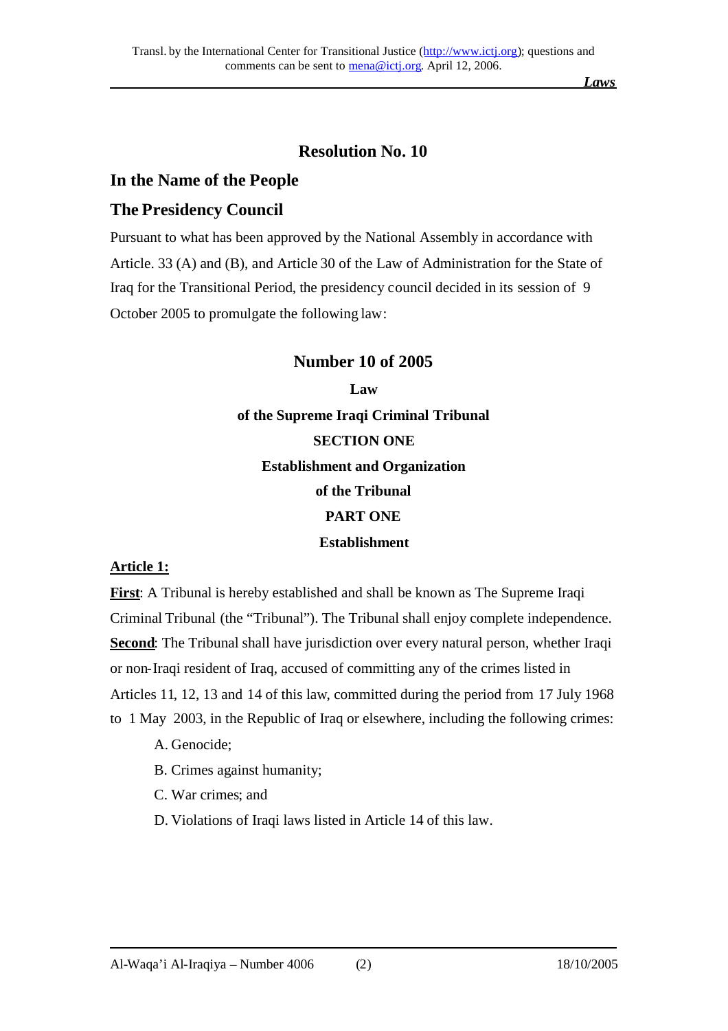# Resolution No. 10

## In the Name of the People

## The Presidency Council

Pursuant to what has been approved by the National Assembly in accordance with Article. 33 (A) and (B), and Article 30 of the Law of Administration for the State of Iraq for the Transitional Period, the presidency council decided in its session of 9 October 2005 to promulgate the following law:

## Number 10 of 2005

### Law
### of the Supreme Iraqi Criminal Tribunal
### SECTION ONE
### Establishment and Organization of the Tribunal
### PART ONE
### Establishment

**Article 1:**

**First**: A Tribunal is hereby established and shall be known as The Supreme Iraqi Criminal Tribunal (the "Tribunal"). The Tribunal shall enjoy complete independence.

**Second**: The Tribunal shall have jurisdiction over every natural person, whether Iraqi or non-Iraqi resident of Iraq, accused of committing any of the crimes listed in Articles 11, 12, 13 and 14 of this law, committed during the period from 17 July 1968 to 1 May 2003, in the Republic of Iraq or elsewhere, including the following crimes:

A. Genocide;

B. Crimes against humanity;

C. War crimes; and

D. Violations of Iraqi laws listed in Article 14 of this law.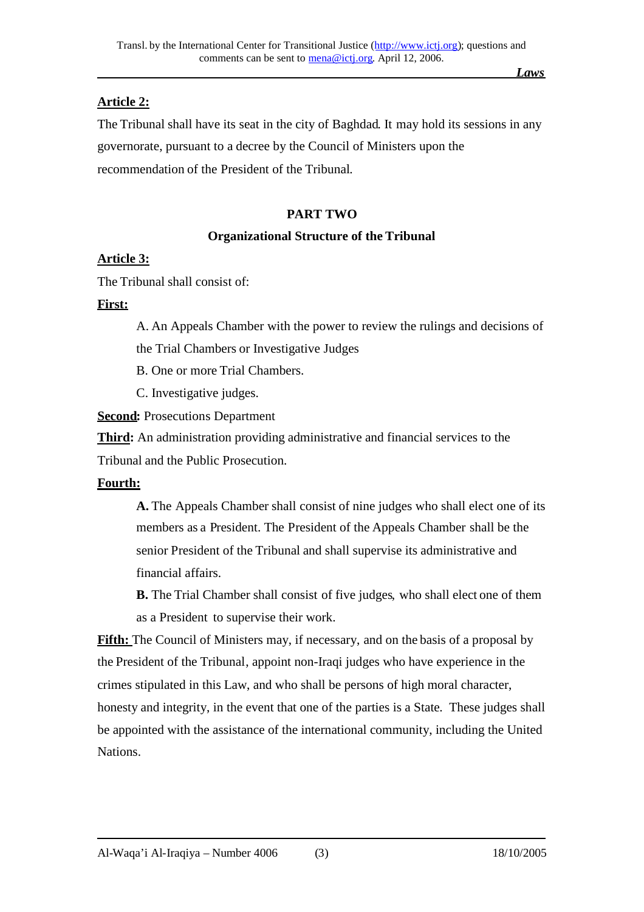**Article 2:**

The Tribunal shall have its seat in the city of Baghdad. It may hold its sessions in any governorate, pursuant to a decree by the Council of Ministers upon the recommendation of the President of the Tribunal.

## PART TWO

### Organizational Structure of the Tribunal

**Article 3:**

The Tribunal shall consist of:

**First:**

A. An Appeals Chamber with the power to review the rulings and decisions of the Trial Chambers or Investigative Judges

B. One or more Trial Chambers.

C. Investigative judges.

**Second:** Prosecutions Department

**Third:** An administration providing administrative and financial services to the Tribunal and the Public Prosecution.

**Fourth:**

**A.** The Appeals Chamber shall consist of nine judges who shall elect one of its members as a President. The President of the Appeals Chamber shall be the senior President of the Tribunal and shall supervise its administrative and financial affairs.

**B.** The Trial Chamber shall consist of five judges, who shall elect one of them as a President to supervise their work.

**Fifth:** The Council of Ministers may, if necessary, and on the basis of a proposal by the President of the Tribunal, appoint non-Iraqi judges who have experience in the crimes stipulated in this Law, and who shall be persons of high moral character, honesty and integrity, in the event that one of the parties is a State. These judges shall be appointed with the assistance of the international community, including the United Nations.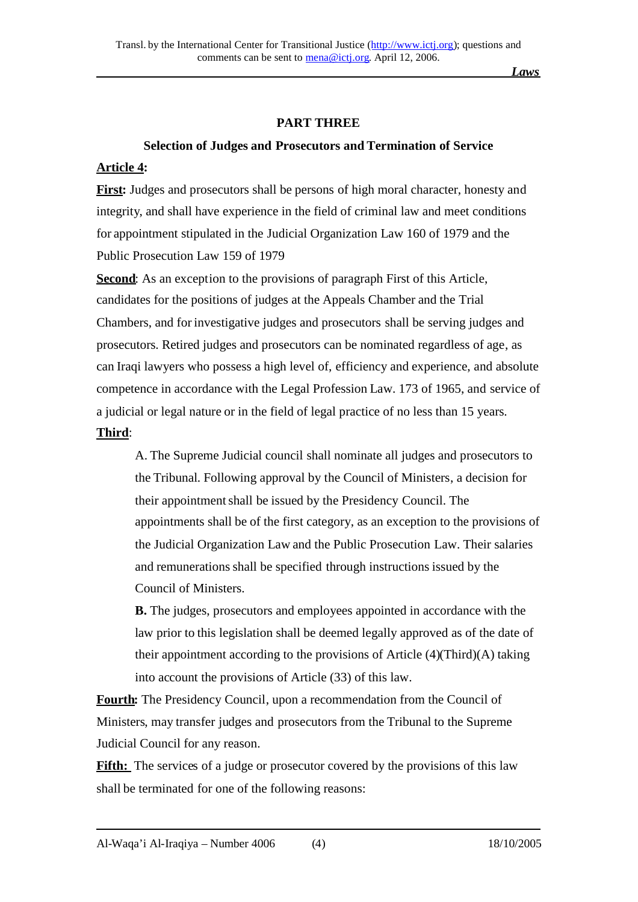## PART THREE

### Selection of Judges and Prosecutors and Termination of Service

**Article 4:**

**First:** Judges and prosecutors shall be persons of high moral character, honesty and integrity, and shall have experience in the field of criminal law and meet conditions for appointment stipulated in the Judicial Organization Law 160 of 1979 and the Public Prosecution Law 159 of 1979

**Second**: As an exception to the provisions of paragraph First of this Article, candidates for the positions of judges at the Appeals Chamber and the Trial Chambers, and for investigative judges and prosecutors shall be serving judges and prosecutors. Retired judges and prosecutors can be nominated regardless of age, as can Iraqi lawyers who possess a high level of, efficiency and experience, and absolute competence in accordance with the Legal Profession Law. 173 of 1965, and service of a judicial or legal nature or in the field of legal practice of no less than 15 years.

**Third**:

A. The Supreme Judicial council shall nominate all judges and prosecutors to the Tribunal. Following approval by the Council of Ministers, a decision for their appointment shall be issued by the Presidency Council. The appointments shall be of the first category, as an exception to the provisions of the Judicial Organization Law and the Public Prosecution Law. Their salaries and remunerations shall be specified through instructions issued by the Council of Ministers.

**B.** The judges, prosecutors and employees appointed in accordance with the law prior to this legislation shall be deemed legally approved as of the date of their appointment according to the provisions of Article (4)(Third)(A) taking into account the provisions of Article (33) of this law.

**Fourth:** The Presidency Council, upon a recommendation from the Council of Ministers, may transfer judges and prosecutors from the Tribunal to the Supreme Judicial Council for any reason.

**Fifth:** The services of a judge or prosecutor covered by the provisions of this law shall be terminated for one of the following reasons: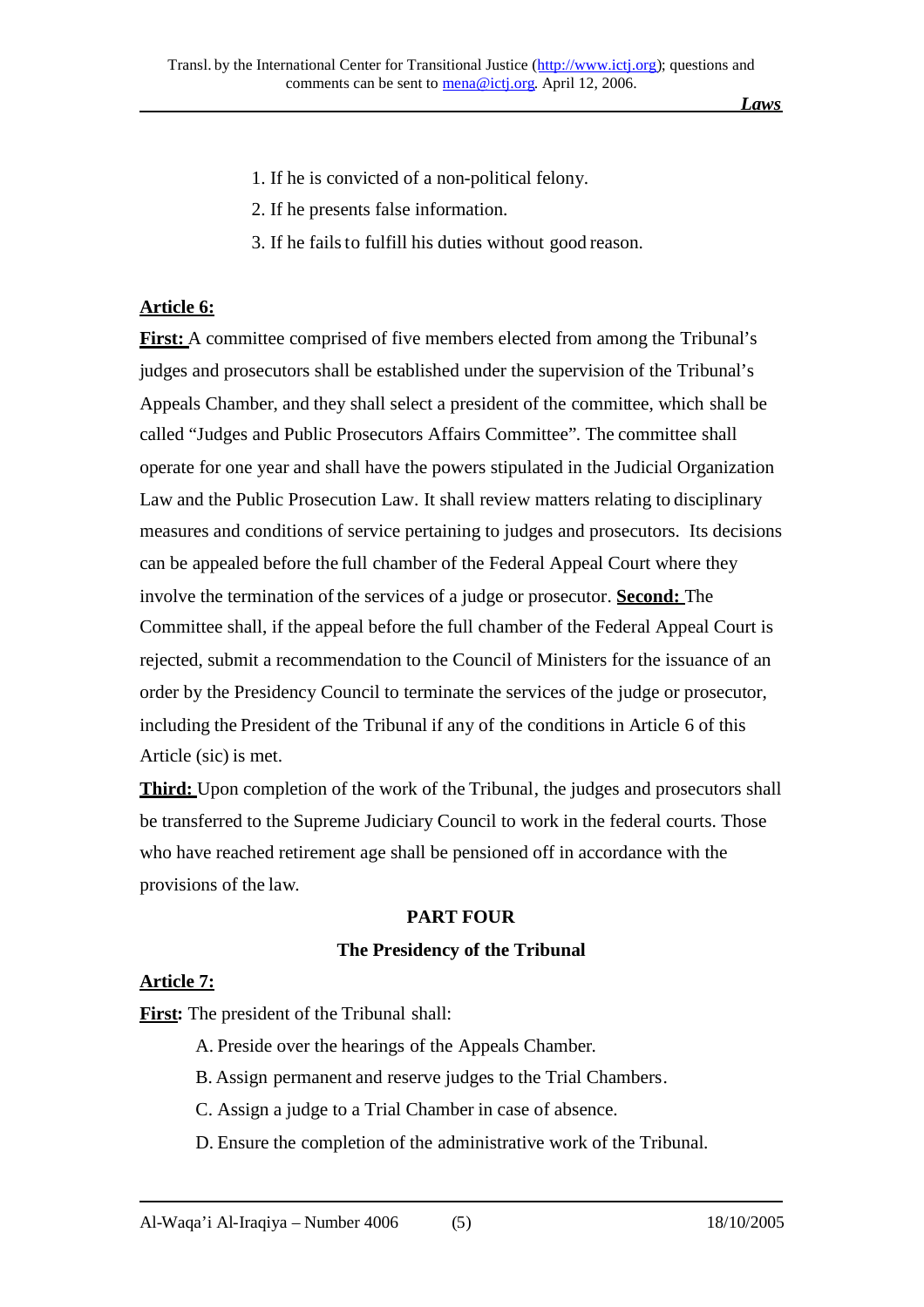1. If he is convicted of a non-political felony.
2. If he presents false information.
3. If he fails to fulfill his duties without good reason.

**Article 6:**

**First:** A committee comprised of five members elected from among the Tribunal's judges and prosecutors shall be established under the supervision of the Tribunal's Appeals Chamber, and they shall select a president of the committee, which shall be called "Judges and Public Prosecutors Affairs Committee". The committee shall operate for one year and shall have the powers stipulated in the Judicial Organization Law and the Public Prosecution Law. It shall review matters relating to disciplinary measures and conditions of service pertaining to judges and prosecutors. Its decisions can be appealed before the full chamber of the Federal Appeal Court where they involve the termination of the services of a judge or prosecutor. **Second:** The Committee shall, if the appeal before the full chamber of the Federal Appeal Court is rejected, submit a recommendation to the Council of Ministers for the issuance of an order by the Presidency Council to terminate the services of the judge or prosecutor, including the President of the Tribunal if any of the conditions in Article 6 of this Article (sic) is met.

**Third:** Upon completion of the work of the Tribunal, the judges and prosecutors shall be transferred to the Supreme Judiciary Council to work in the federal courts. Those who have reached retirement age shall be pensioned off in accordance with the provisions of the law.

## PART FOUR

## The Presidency of the Tribunal

**Article 7:**

**First:** The president of the Tribunal shall:

A. Preside over the hearings of the Appeals Chamber.
B. Assign permanent and reserve judges to the Trial Chambers.
C. Assign a judge to a Trial Chamber in case of absence.
D. Ensure the completion of the administrative work of the Tribunal.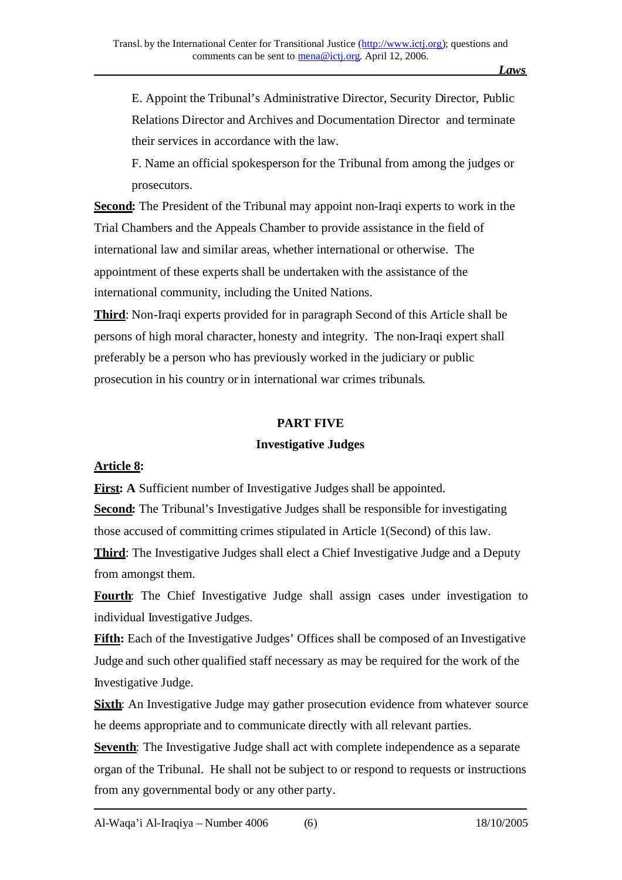E. Appoint the Tribunal's Administrative Director, Security Director, Public Relations Director and Archives and Documentation Director and terminate their services in accordance with the law.

F. Name an official spokesperson for the Tribunal from among the judges or prosecutors.

**Second:** The President of the Tribunal may appoint non-Iraqi experts to work in the Trial Chambers and the Appeals Chamber to provide assistance in the field of international law and similar areas, whether international or otherwise. The appointment of these experts shall be undertaken with the assistance of the international community, including the United Nations.

**Third**: Non-Iraqi experts provided for in paragraph Second of this Article shall be persons of high moral character, honesty and integrity. The non-Iraqi expert shall preferably be a person who has previously worked in the judiciary or public prosecution in his country or in international war crimes tribunals.

## PART FIVE
## Investigative Judges

**Article 8:**

**First: A** Sufficient number of Investigative Judges shall be appointed.

**Second:** The Tribunal's Investigative Judges shall be responsible for investigating those accused of committing crimes stipulated in Article 1(Second) of this law.

**Third**: The Investigative Judges shall elect a Chief Investigative Judge and a Deputy from amongst them.

**Fourth**: The Chief Investigative Judge shall assign cases under investigation to individual Investigative Judges.

**Fifth:** Each of the Investigative Judges' Offices shall be composed of an Investigative Judge and such other qualified staff necessary as may be required for the work of the Investigative Judge.

**Sixth**: An Investigative Judge may gather prosecution evidence from whatever source he deems appropriate and to communicate directly with all relevant parties.

**Seventh**: The Investigative Judge shall act with complete independence as a separate organ of the Tribunal. He shall not be subject to or respond to requests or instructions from any governmental body or any other party.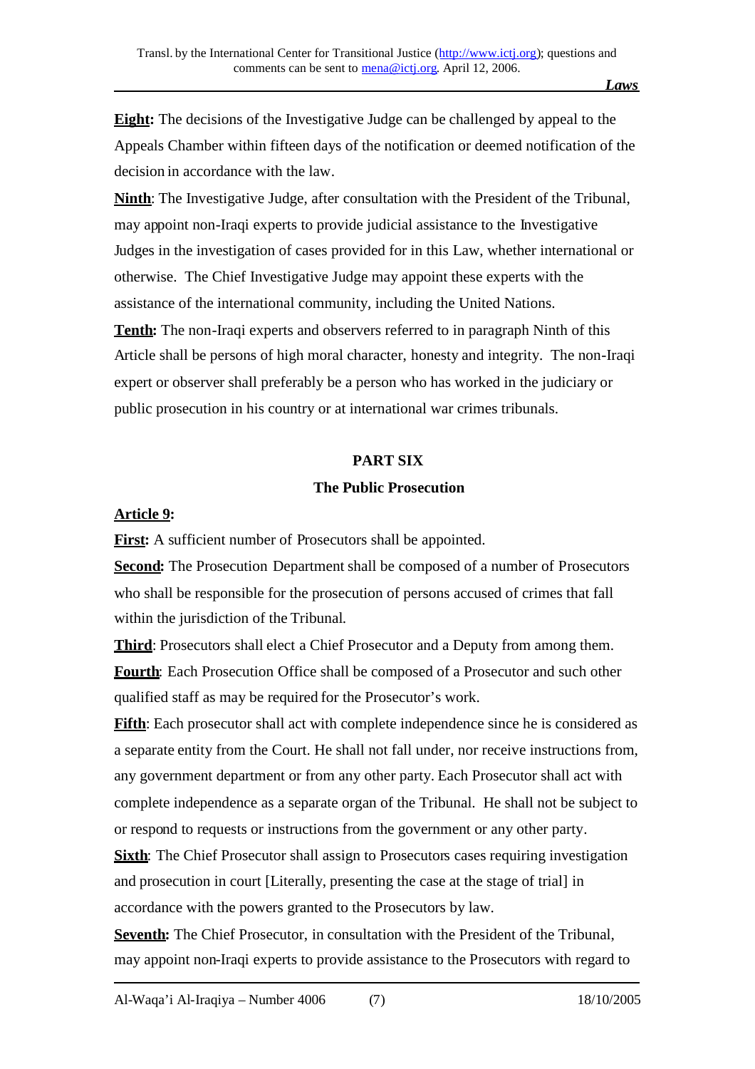**Eight:** The decisions of the Investigative Judge can be challenged by appeal to the Appeals Chamber within fifteen days of the notification or deemed notification of the decision in accordance with the law.

**Ninth**: The Investigative Judge, after consultation with the President of the Tribunal, may appoint non-Iraqi experts to provide judicial assistance to the Investigative Judges in the investigation of cases provided for in this Law, whether international or otherwise. The Chief Investigative Judge may appoint these experts with the assistance of the international community, including the United Nations.

**Tenth:** The non-Iraqi experts and observers referred to in paragraph Ninth of this Article shall be persons of high moral character, honesty and integrity. The non-Iraqi expert or observer shall preferably be a person who has worked in the judiciary or public prosecution in his country or at international war crimes tribunals.

## PART SIX

## The Public Prosecution

**Article 9:**

**First:** A sufficient number of Prosecutors shall be appointed.

**Second:** The Prosecution Department shall be composed of a number of Prosecutors who shall be responsible for the prosecution of persons accused of crimes that fall within the jurisdiction of the Tribunal.

**Third**: Prosecutors shall elect a Chief Prosecutor and a Deputy from among them.

**Fourth**: Each Prosecution Office shall be composed of a Prosecutor and such other qualified staff as may be required for the Prosecutor's work.

**Fifth**: Each prosecutor shall act with complete independence since he is considered as a separate entity from the Court. He shall not fall under, nor receive instructions from, any government department or from any other party. Each Prosecutor shall act with complete independence as a separate organ of the Tribunal. He shall not be subject to or respond to requests or instructions from the government or any other party.

**Sixth**: The Chief Prosecutor shall assign to Prosecutors cases requiring investigation and prosecution in court [Literally, presenting the case at the stage of trial] in accordance with the powers granted to the Prosecutors by law.

**Seventh:** The Chief Prosecutor, in consultation with the President of the Tribunal, may appoint non-Iraqi experts to provide assistance to the Prosecutors with regard to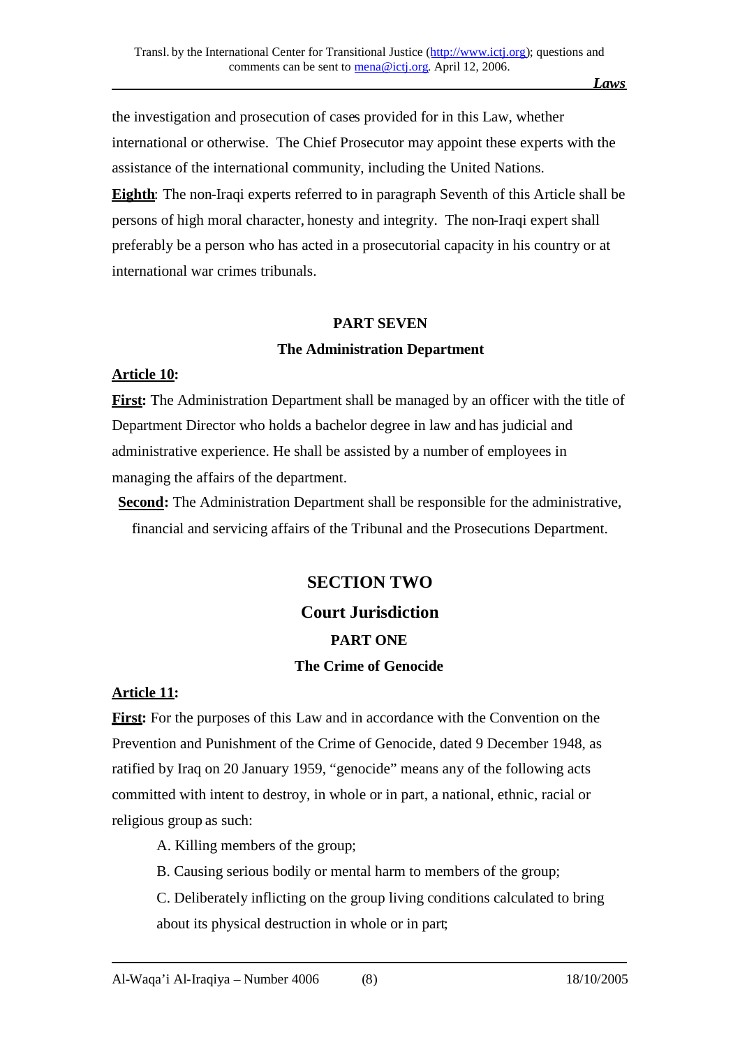the investigation and prosecution of cases provided for in this Law, whether international or otherwise. The Chief Prosecutor may appoint these experts with the assistance of the international community, including the United Nations.

**Eighth**: The non-Iraqi experts referred to in paragraph Seventh of this Article shall be persons of high moral character, honesty and integrity. The non-Iraqi expert shall preferably be a person who has acted in a prosecutorial capacity in his country or at international war crimes tribunals.

### PART SEVEN

### The Administration Department

**Article 10:**

**First:** The Administration Department shall be managed by an officer with the title of Department Director who holds a bachelor degree in law and has judicial and administrative experience. He shall be assisted by a number of employees in managing the affairs of the department.

**Second:** The Administration Department shall be responsible for the administrative, financial and servicing affairs of the Tribunal and the Prosecutions Department.

## SECTION TWO

## Court Jurisdiction

### PART ONE

### The Crime of Genocide

**Article 11:**

**First:** For the purposes of this Law and in accordance with the Convention on the Prevention and Punishment of the Crime of Genocide, dated 9 December 1948, as ratified by Iraq on 20 January 1959, "genocide" means any of the following acts committed with intent to destroy, in whole or in part, a national, ethnic, racial or religious group as such:

A. Killing members of the group;

B. Causing serious bodily or mental harm to members of the group;

C. Deliberately inflicting on the group living conditions calculated to bring about its physical destruction in whole or in part;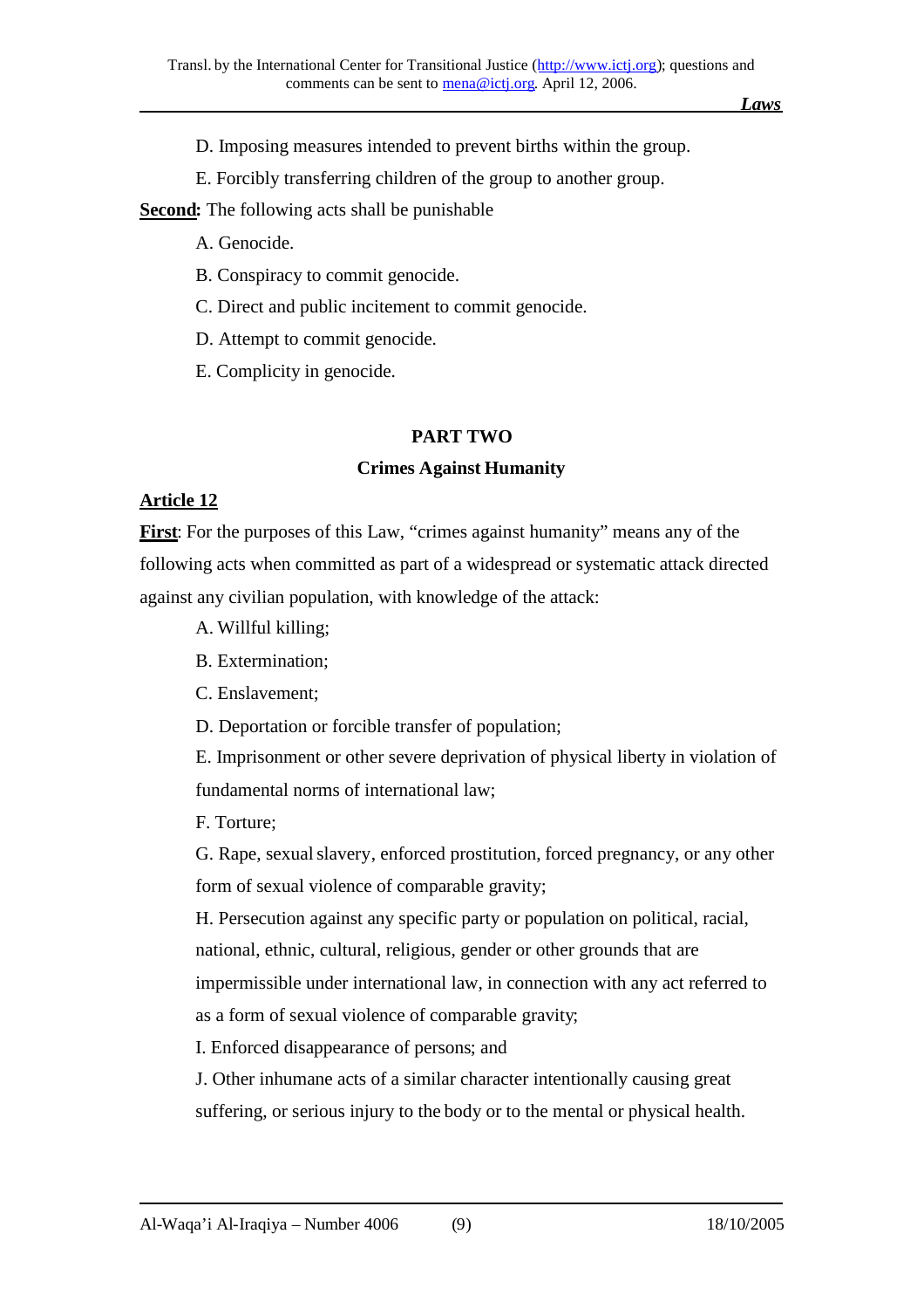D. Imposing measures intended to prevent births within the group.

E. Forcibly transferring children of the group to another group.

**Second:** The following acts shall be punishable

A. Genocide.

B. Conspiracy to commit genocide.

C. Direct and public incitement to commit genocide.

D. Attempt to commit genocide.

E. Complicity in genocide.

## PART TWO

### Crimes Against Humanity

**Article 12**

**First**: For the purposes of this Law, "crimes against humanity" means any of the following acts when committed as part of a widespread or systematic attack directed against any civilian population, with knowledge of the attack:

A. Willful killing;

B. Extermination;

C. Enslavement;

D. Deportation or forcible transfer of population;

E. Imprisonment or other severe deprivation of physical liberty in violation of fundamental norms of international law;

F. Torture;

G. Rape, sexual slavery, enforced prostitution, forced pregnancy, or any other form of sexual violence of comparable gravity;

H. Persecution against any specific party or population on political, racial, national, ethnic, cultural, religious, gender or other grounds that are impermissible under international law, in connection with any act referred to as a form of sexual violence of comparable gravity;

I. Enforced disappearance of persons; and

J. Other inhumane acts of a similar character intentionally causing great suffering, or serious injury to the body or to the mental or physical health.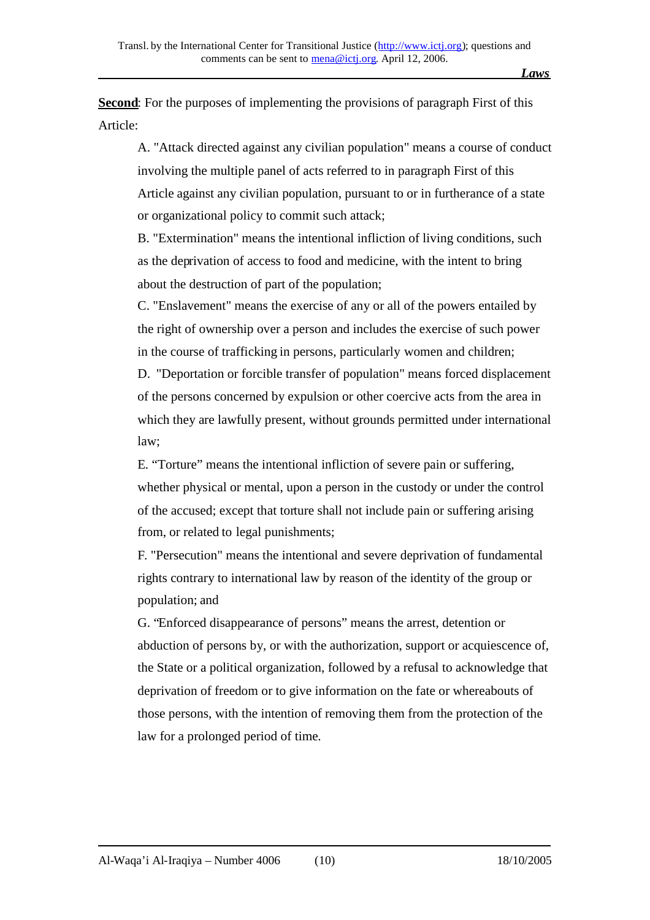**Second**: For the purposes of implementing the provisions of paragraph First of this Article:

A. "Attack directed against any civilian population" means a course of conduct involving the multiple panel of acts referred to in paragraph First of this Article against any civilian population, pursuant to or in furtherance of a state or organizational policy to commit such attack;

B. "Extermination" means the intentional infliction of living conditions, such as the deprivation of access to food and medicine, with the intent to bring about the destruction of part of the population;

C. "Enslavement" means the exercise of any or all of the powers entailed by the right of ownership over a person and includes the exercise of such power in the course of trafficking in persons, particularly women and children;

D. "Deportation or forcible transfer of population" means forced displacement of the persons concerned by expulsion or other coercive acts from the area in which they are lawfully present, without grounds permitted under international law;

E. "Torture" means the intentional infliction of severe pain or suffering, whether physical or mental, upon a person in the custody or under the control of the accused; except that torture shall not include pain or suffering arising from, or related to legal punishments;

F. "Persecution" means the intentional and severe deprivation of fundamental rights contrary to international law by reason of the identity of the group or population; and

G. "Enforced disappearance of persons" means the arrest, detention or abduction of persons by, or with the authorization, support or acquiescence of, the State or a political organization, followed by a refusal to acknowledge that deprivation of freedom or to give information on the fate or whereabouts of those persons, with the intention of removing them from the protection of the law for a prolonged period of time.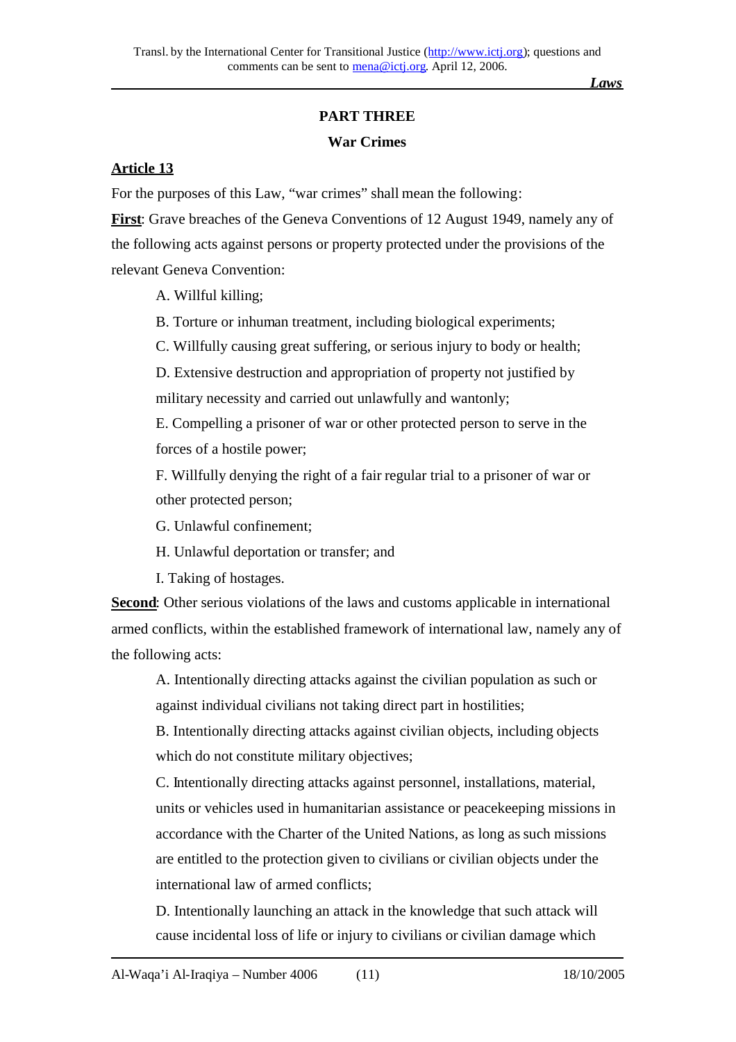## PART THREE

### War Crimes

**Article 13**

For the purposes of this Law, "war crimes" shall mean the following:

**First**: Grave breaches of the Geneva Conventions of 12 August 1949, namely any of the following acts against persons or property protected under the provisions of the relevant Geneva Convention:

A. Willful killing;

B. Torture or inhuman treatment, including biological experiments;

C. Willfully causing great suffering, or serious injury to body or health;

D. Extensive destruction and appropriation of property not justified by military necessity and carried out unlawfully and wantonly;

E. Compelling a prisoner of war or other protected person to serve in the forces of a hostile power;

F. Willfully denying the right of a fair regular trial to a prisoner of war or other protected person;

G. Unlawful confinement;

H. Unlawful deportation or transfer; and

I. Taking of hostages.

**Second**: Other serious violations of the laws and customs applicable in international armed conflicts, within the established framework of international law, namely any of the following acts:

A. Intentionally directing attacks against the civilian population as such or against individual civilians not taking direct part in hostilities;

B. Intentionally directing attacks against civilian objects, including objects which do not constitute military objectives;

C. Intentionally directing attacks against personnel, installations, material, units or vehicles used in humanitarian assistance or peacekeeping missions in accordance with the Charter of the United Nations, as long as such missions are entitled to the protection given to civilians or civilian objects under the international law of armed conflicts;

D. Intentionally launching an attack in the knowledge that such attack will cause incidental loss of life or injury to civilians or civilian damage which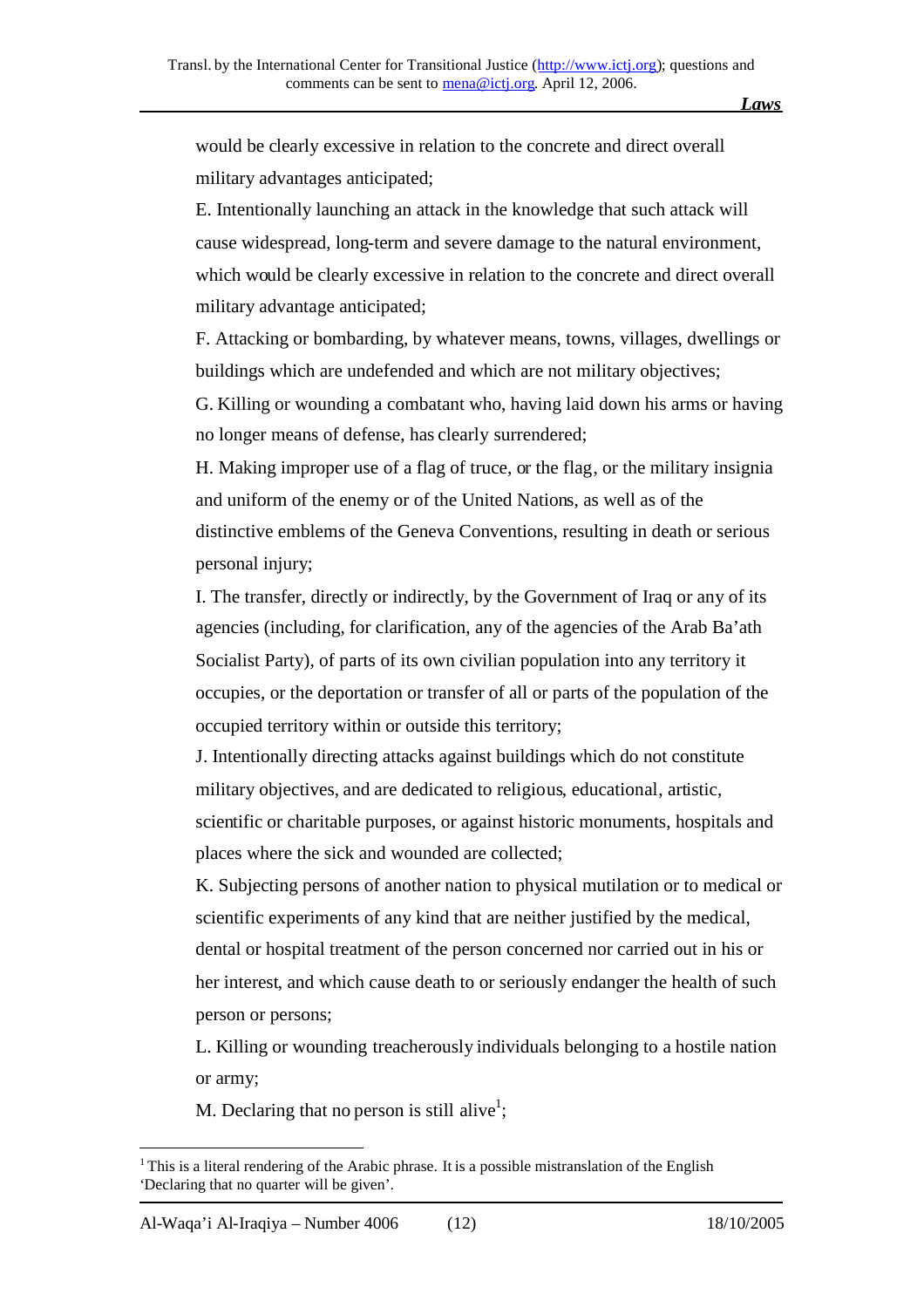would be clearly excessive in relation to the concrete and direct overall military advantages anticipated;

E. Intentionally launching an attack in the knowledge that such attack will cause widespread, long-term and severe damage to the natural environment, which would be clearly excessive in relation to the concrete and direct overall military advantage anticipated;

F. Attacking or bombarding, by whatever means, towns, villages, dwellings or buildings which are undefended and which are not military objectives;

G. Killing or wounding a combatant who, having laid down his arms or having no longer means of defense, has clearly surrendered;

H. Making improper use of a flag of truce, or the flag, or the military insignia and uniform of the enemy or of the United Nations, as well as of the distinctive emblems of the Geneva Conventions, resulting in death or serious personal injury;

I. The transfer, directly or indirectly, by the Government of Iraq or any of its agencies (including, for clarification, any of the agencies of the Arab Ba'ath Socialist Party), of parts of its own civilian population into any territory it occupies, or the deportation or transfer of all or parts of the population of the occupied territory within or outside this territory;

J. Intentionally directing attacks against buildings which do not constitute military objectives, and are dedicated to religious, educational, artistic, scientific or charitable purposes, or against historic monuments, hospitals and places where the sick and wounded are collected;

K. Subjecting persons of another nation to physical mutilation or to medical or scientific experiments of any kind that are neither justified by the medical, dental or hospital treatment of the person concerned nor carried out in his or her interest, and which cause death to or seriously endanger the health of such person or persons;

L. Killing or wounding treacherously individuals belonging to a hostile nation or army;

M. Declaring that no person is still alive[1];

[1] This is a literal rendering of the Arabic phrase. It is a possible mistranslation of the English 'Declaring that no quarter will be given'.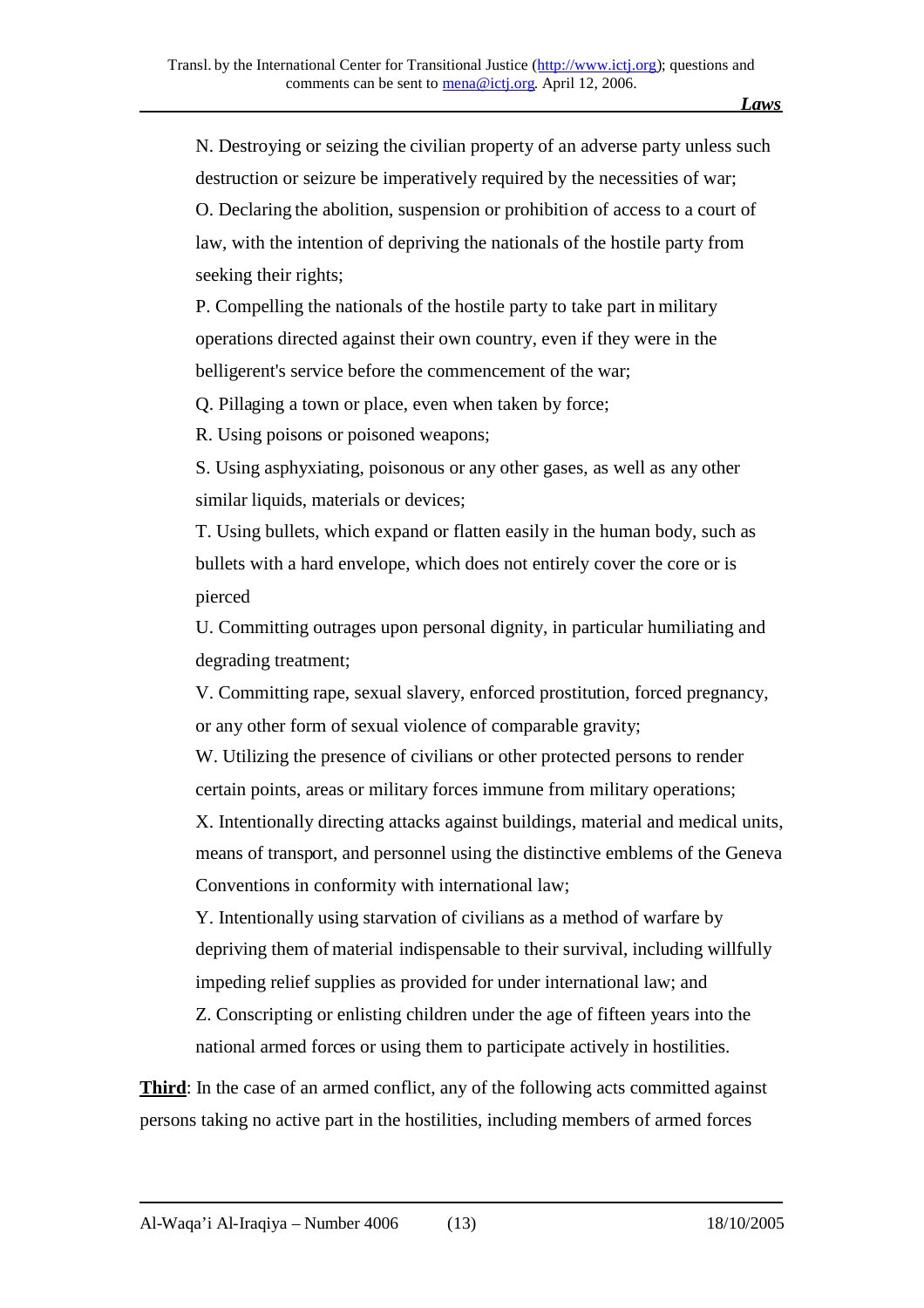N. Destroying or seizing the civilian property of an adverse party unless such destruction or seizure be imperatively required by the necessities of war;

O. Declaring the abolition, suspension or prohibition of access to a court of law, with the intention of depriving the nationals of the hostile party from seeking their rights;

P. Compelling the nationals of the hostile party to take part in military operations directed against their own country, even if they were in the belligerent's service before the commencement of the war;

Q. Pillaging a town or place, even when taken by force;

R. Using poisons or poisoned weapons;

S. Using asphyxiating, poisonous or any other gases, as well as any other similar liquids, materials or devices;

T. Using bullets, which expand or flatten easily in the human body, such as bullets with a hard envelope, which does not entirely cover the core or is pierced

U. Committing outrages upon personal dignity, in particular humiliating and degrading treatment;

V. Committing rape, sexual slavery, enforced prostitution, forced pregnancy, or any other form of sexual violence of comparable gravity;

W. Utilizing the presence of civilians or other protected persons to render certain points, areas or military forces immune from military operations;

X. Intentionally directing attacks against buildings, material and medical units, means of transport, and personnel using the distinctive emblems of the Geneva Conventions in conformity with international law;

Y. Intentionally using starvation of civilians as a method of warfare by depriving them of material indispensable to their survival, including willfully impeding relief supplies as provided for under international law; and

Z. Conscripting or enlisting children under the age of fifteen years into the national armed forces or using them to participate actively in hostilities.

**Third**: In the case of an armed conflict, any of the following acts committed against persons taking no active part in the hostilities, including members of armed forces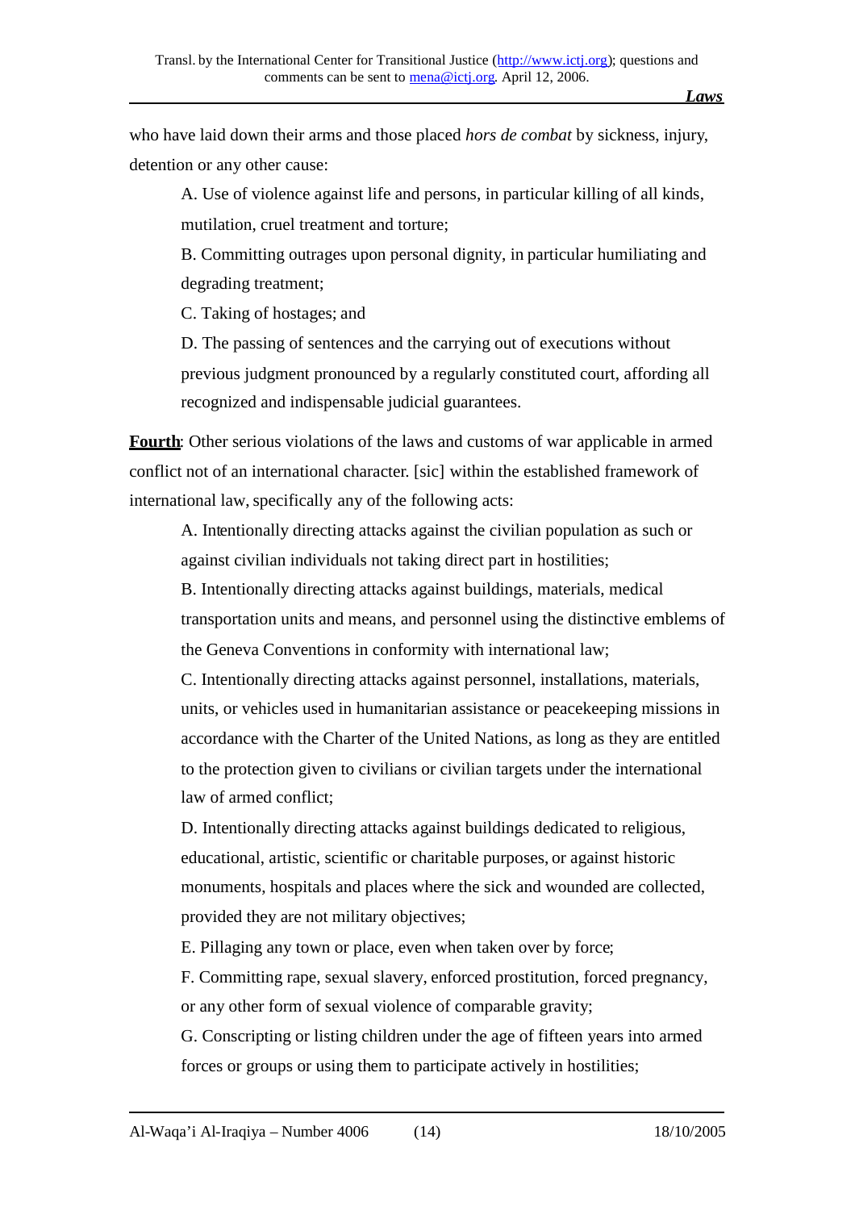who have laid down their arms and those placed *hors de combat* by sickness, injury, detention or any other cause:

A. Use of violence against life and persons, in particular killing of all kinds, mutilation, cruel treatment and torture;

B. Committing outrages upon personal dignity, in particular humiliating and degrading treatment;

C. Taking of hostages; and

D. The passing of sentences and the carrying out of executions without previous judgment pronounced by a regularly constituted court, affording all recognized and indispensable judicial guarantees.

**Fourth**: Other serious violations of the laws and customs of war applicable in armed conflict not of an international character. [sic] within the established framework of international law, specifically any of the following acts:

A. Intentionally directing attacks against the civilian population as such or against civilian individuals not taking direct part in hostilities;

B. Intentionally directing attacks against buildings, materials, medical transportation units and means, and personnel using the distinctive emblems of the Geneva Conventions in conformity with international law;

C. Intentionally directing attacks against personnel, installations, materials, units, or vehicles used in humanitarian assistance or peacekeeping missions in accordance with the Charter of the United Nations, as long as they are entitled to the protection given to civilians or civilian targets under the international law of armed conflict;

D. Intentionally directing attacks against buildings dedicated to religious, educational, artistic, scientific or charitable purposes, or against historic monuments, hospitals and places where the sick and wounded are collected, provided they are not military objectives;

E. Pillaging any town or place, even when taken over by force;

F. Committing rape, sexual slavery, enforced prostitution, forced pregnancy, or any other form of sexual violence of comparable gravity;

G. Conscripting or listing children under the age of fifteen years into armed forces or groups or using them to participate actively in hostilities;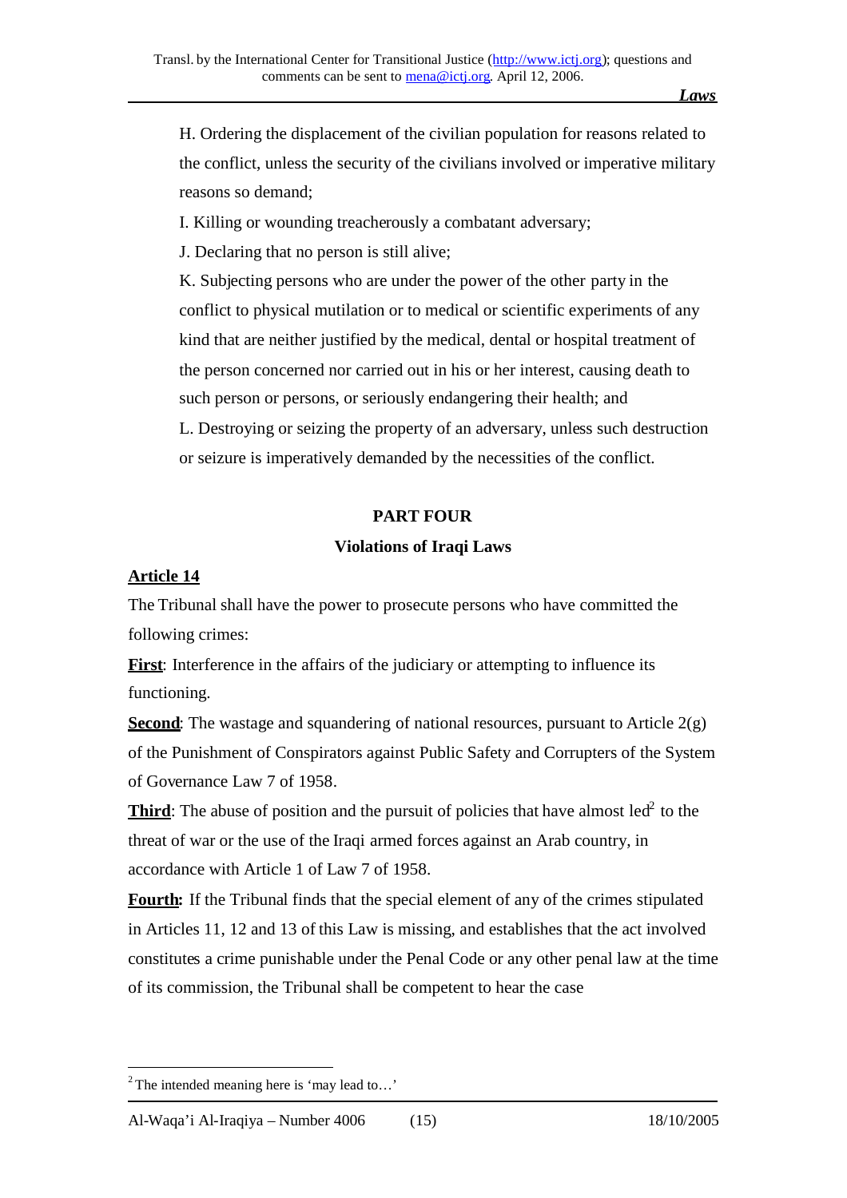H. Ordering the displacement of the civilian population for reasons related to the conflict, unless the security of the civilians involved or imperative military reasons so demand;

I. Killing or wounding treacherously a combatant adversary;

J. Declaring that no person is still alive;

K. Subjecting persons who are under the power of the other party in the conflict to physical mutilation or to medical or scientific experiments of any kind that are neither justified by the medical, dental or hospital treatment of the person concerned nor carried out in his or her interest, causing death to such person or persons, or seriously endangering their health; and

L. Destroying or seizing the property of an adversary, unless such destruction or seizure is imperatively demanded by the necessities of the conflict.

## PART FOUR

## Violations of Iraqi Laws

**Article 14**

The Tribunal shall have the power to prosecute persons who have committed the following crimes:

**First**: Interference in the affairs of the judiciary or attempting to influence its functioning.

**Second**: The wastage and squandering of national resources, pursuant to Article 2(g) of the Punishment of Conspirators against Public Safety and Corrupters of the System of Governance Law 7 of 1958.

**Third**: The abuse of position and the pursuit of policies that have almost led[2] to the threat of war or the use of the Iraqi armed forces against an Arab country, in accordance with Article 1 of Law 7 of 1958.

**Fourth:** If the Tribunal finds that the special element of any of the crimes stipulated in Articles 11, 12 and 13 of this Law is missing, and establishes that the act involved constitutes a crime punishable under the Penal Code or any other penal law at the time of its commission, the Tribunal shall be competent to hear the case

---

[2] The intended meaning here is 'may lead to…'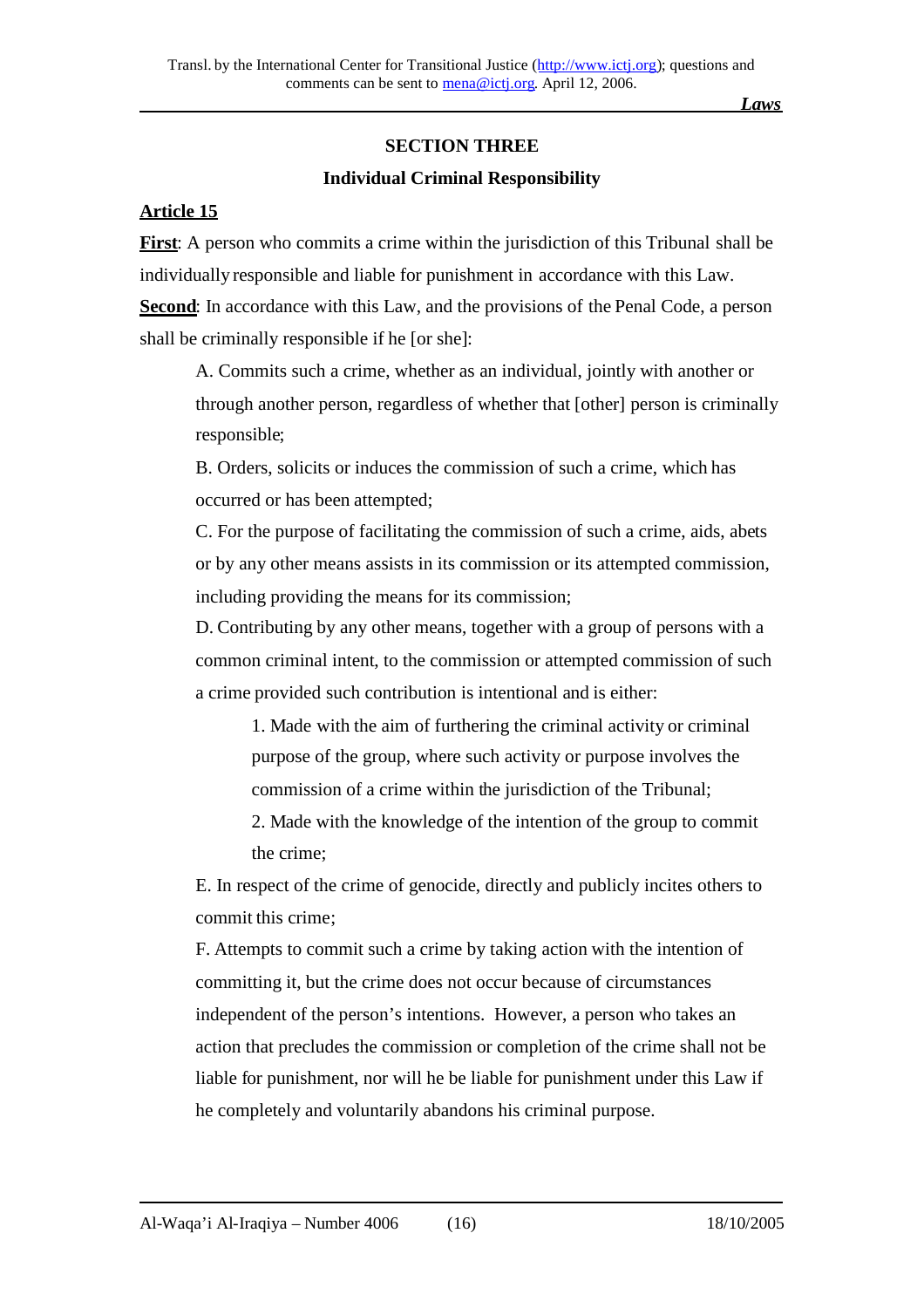## SECTION THREE

### Individual Criminal Responsibility

**Article 15**

**First**: A person who commits a crime within the jurisdiction of this Tribunal shall be individually responsible and liable for punishment in accordance with this Law.

**Second**: In accordance with this Law, and the provisions of the Penal Code, a person shall be criminally responsible if he [or she]:

A. Commits such a crime, whether as an individual, jointly with another or through another person, regardless of whether that [other] person is criminally responsible;

B. Orders, solicits or induces the commission of such a crime, which has occurred or has been attempted;

C. For the purpose of facilitating the commission of such a crime, aids, abets or by any other means assists in its commission or its attempted commission, including providing the means for its commission;

D. Contributing by any other means, together with a group of persons with a common criminal intent, to the commission or attempted commission of such a crime provided such contribution is intentional and is either:

1. Made with the aim of furthering the criminal activity or criminal purpose of the group, where such activity or purpose involves the commission of a crime within the jurisdiction of the Tribunal;

2. Made with the knowledge of the intention of the group to commit the crime;

E. In respect of the crime of genocide, directly and publicly incites others to commit this crime;

F. Attempts to commit such a crime by taking action with the intention of committing it, but the crime does not occur because of circumstances independent of the person's intentions. However, a person who takes an action that precludes the commission or completion of the crime shall not be liable for punishment, nor will he be liable for punishment under this Law if he completely and voluntarily abandons his criminal purpose.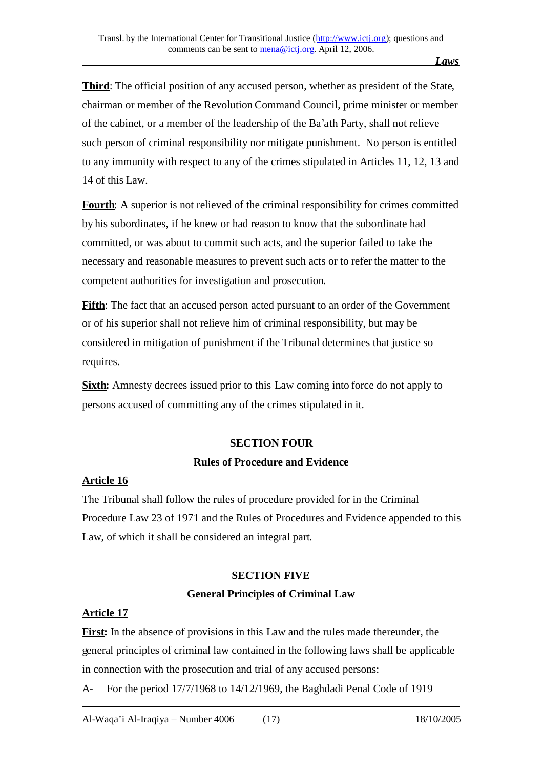**Third**: The official position of any accused person, whether as president of the State, chairman or member of the Revolution Command Council, prime minister or member of the cabinet, or a member of the leadership of the Ba'ath Party, shall not relieve such person of criminal responsibility nor mitigate punishment. No person is entitled to any immunity with respect to any of the crimes stipulated in Articles 11, 12, 13 and 14 of this Law.

**Fourth**: A superior is not relieved of the criminal responsibility for crimes committed by his subordinates, if he knew or had reason to know that the subordinate had committed, or was about to commit such acts, and the superior failed to take the necessary and reasonable measures to prevent such acts or to refer the matter to the competent authorities for investigation and prosecution.

**Fifth**: The fact that an accused person acted pursuant to an order of the Government or of his superior shall not relieve him of criminal responsibility, but may be considered in mitigation of punishment if the Tribunal determines that justice so requires.

**Sixth:** Amnesty decrees issued prior to this Law coming into force do not apply to persons accused of committing any of the crimes stipulated in it.

## SECTION FOUR

### Rules of Procedure and Evidence

**Article 16**

The Tribunal shall follow the rules of procedure provided for in the Criminal Procedure Law 23 of 1971 and the Rules of Procedures and Evidence appended to this Law, of which it shall be considered an integral part.

## SECTION FIVE

### General Principles of Criminal Law

**Article 17**

**First:** In the absence of provisions in this Law and the rules made thereunder, the general principles of criminal law contained in the following laws shall be applicable in connection with the prosecution and trial of any accused persons:

A- For the period 17/7/1968 to 14/12/1969, the Baghdadi Penal Code of 1919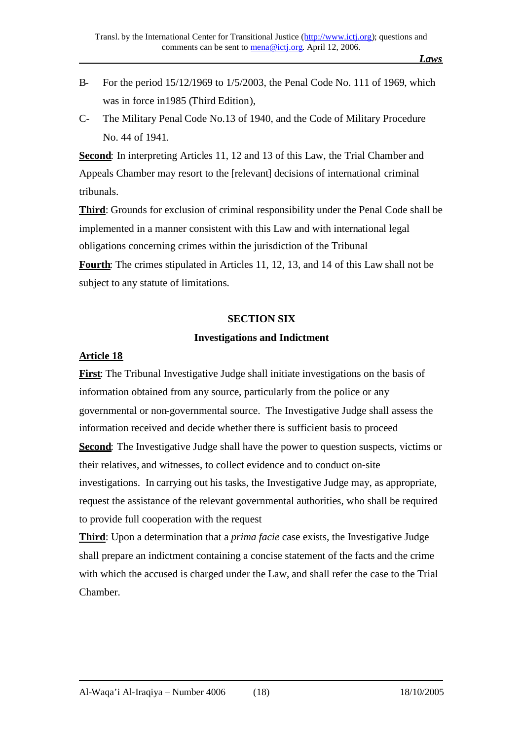B- For the period 15/12/1969 to 1/5/2003, the Penal Code No. 111 of 1969, which was in force in1985 (Third Edition),

C- The Military Penal Code No.13 of 1940, and the Code of Military Procedure No. 44 of 1941.

**Second**: In interpreting Articles 11, 12 and 13 of this Law, the Trial Chamber and Appeals Chamber may resort to the [relevant] decisions of international criminal tribunals.

**Third**: Grounds for exclusion of criminal responsibility under the Penal Code shall be implemented in a manner consistent with this Law and with international legal obligations concerning crimes within the jurisdiction of the Tribunal

**Fourth**: The crimes stipulated in Articles 11, 12, 13, and 14 of this Law shall not be subject to any statute of limitations.

## SECTION SIX

### Investigations and Indictment

**Article 18**

**First**: The Tribunal Investigative Judge shall initiate investigations on the basis of information obtained from any source, particularly from the police or any governmental or non-governmental source. The Investigative Judge shall assess the information received and decide whether there is sufficient basis to proceed

**Second**: The Investigative Judge shall have the power to question suspects, victims or their relatives, and witnesses, to collect evidence and to conduct on-site investigations. In carrying out his tasks, the Investigative Judge may, as appropriate, request the assistance of the relevant governmental authorities, who shall be required to provide full cooperation with the request

**Third**: Upon a determination that a *prima facie* case exists, the Investigative Judge shall prepare an indictment containing a concise statement of the facts and the crime with which the accused is charged under the Law, and shall refer the case to the Trial Chamber.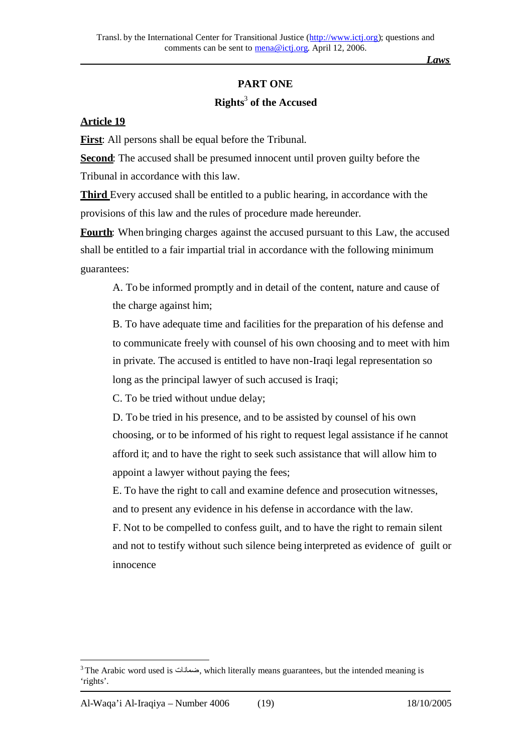## PART ONE

### Rights[3] of the Accused

**Article 19**

**First**: All persons shall be equal before the Tribunal.

**Second**: The accused shall be presumed innocent until proven guilty before the Tribunal in accordance with this law.

**Third** Every accused shall be entitled to a public hearing, in accordance with the provisions of this law and the rules of procedure made hereunder.

**Fourth**: When bringing charges against the accused pursuant to this Law, the accused shall be entitled to a fair impartial trial in accordance with the following minimum guarantees:

A. To be informed promptly and in detail of the content, nature and cause of the charge against him;

B. To have adequate time and facilities for the preparation of his defense and to communicate freely with counsel of his own choosing and to meet with him in private. The accused is entitled to have non-Iraqi legal representation so long as the principal lawyer of such accused is Iraqi;

C. To be tried without undue delay;

D. To be tried in his presence, and to be assisted by counsel of his own choosing, or to be informed of his right to request legal assistance if he cannot afford it; and to have the right to seek such assistance that will allow him to appoint a lawyer without paying the fees;

E. To have the right to call and examine defence and prosecution witnesses, and to present any evidence in his defense in accordance with the law.

F. Not to be compelled to confess guilt, and to have the right to remain silent and not to testify without such silence being interpreted as evidence of guilt or innocence

---

[3] The Arabic word used is ضمانات, which literally means guarantees, but the intended meaning is 'rights'.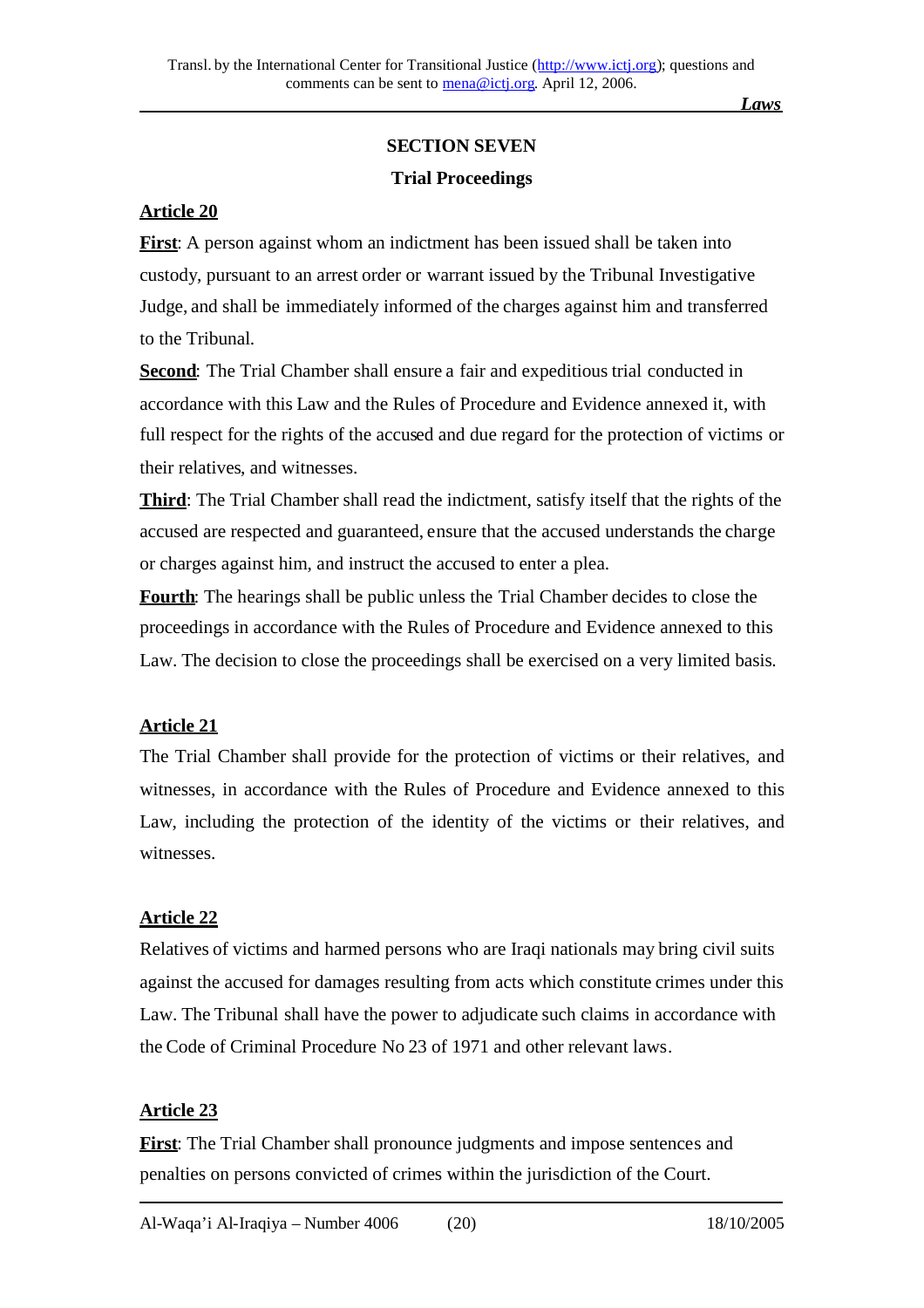## SECTION SEVEN

## Trial Proceedings

**Article 20**

**First**: A person against whom an indictment has been issued shall be taken into custody, pursuant to an arrest order or warrant issued by the Tribunal Investigative Judge, and shall be immediately informed of the charges against him and transferred to the Tribunal.

**Second**: The Trial Chamber shall ensure a fair and expeditious trial conducted in accordance with this Law and the Rules of Procedure and Evidence annexed it, with full respect for the rights of the accused and due regard for the protection of victims or their relatives, and witnesses.

**Third**: The Trial Chamber shall read the indictment, satisfy itself that the rights of the accused are respected and guaranteed, ensure that the accused understands the charge or charges against him, and instruct the accused to enter a plea.

**Fourth**: The hearings shall be public unless the Trial Chamber decides to close the proceedings in accordance with the Rules of Procedure and Evidence annexed to this Law. The decision to close the proceedings shall be exercised on a very limited basis.

**Article 21**

The Trial Chamber shall provide for the protection of victims or their relatives, and witnesses, in accordance with the Rules of Procedure and Evidence annexed to this Law, including the protection of the identity of the victims or their relatives, and witnesses.

**Article 22**

Relatives of victims and harmed persons who are Iraqi nationals may bring civil suits against the accused for damages resulting from acts which constitute crimes under this Law. The Tribunal shall have the power to adjudicate such claims in accordance with the Code of Criminal Procedure No 23 of 1971 and other relevant laws.

**Article 23**

**First**: The Trial Chamber shall pronounce judgments and impose sentences and penalties on persons convicted of crimes within the jurisdiction of the Court.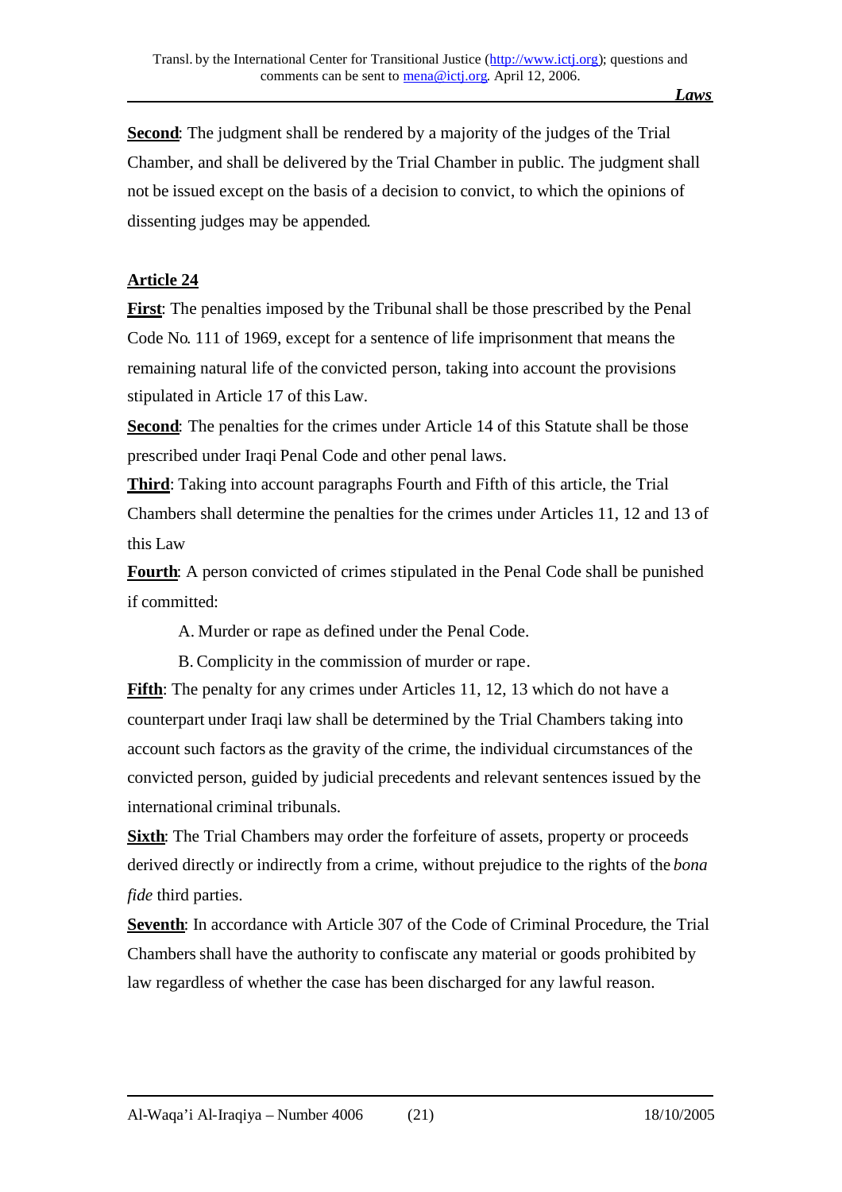**Second**: The judgment shall be rendered by a majority of the judges of the Trial Chamber, and shall be delivered by the Trial Chamber in public. The judgment shall not be issued except on the basis of a decision to convict, to which the opinions of dissenting judges may be appended.

**Article 24**

**First**: The penalties imposed by the Tribunal shall be those prescribed by the Penal Code No. 111 of 1969, except for a sentence of life imprisonment that means the remaining natural life of the convicted person, taking into account the provisions stipulated in Article 17 of this Law.

**Second**: The penalties for the crimes under Article 14 of this Statute shall be those prescribed under Iraqi Penal Code and other penal laws.

**Third**: Taking into account paragraphs Fourth and Fifth of this article, the Trial Chambers shall determine the penalties for the crimes under Articles 11, 12 and 13 of this Law

**Fourth**: A person convicted of crimes stipulated in the Penal Code shall be punished if committed:

A. Murder or rape as defined under the Penal Code.

B. Complicity in the commission of murder or rape.

**Fifth**: The penalty for any crimes under Articles 11, 12, 13 which do not have a counterpart under Iraqi law shall be determined by the Trial Chambers taking into account such factors as the gravity of the crime, the individual circumstances of the convicted person, guided by judicial precedents and relevant sentences issued by the international criminal tribunals.

**Sixth**: The Trial Chambers may order the forfeiture of assets, property or proceeds derived directly or indirectly from a crime, without prejudice to the rights of the *bona fide* third parties.

**Seventh**: In accordance with Article 307 of the Code of Criminal Procedure, the Trial Chambers shall have the authority to confiscate any material or goods prohibited by law regardless of whether the case has been discharged for any lawful reason.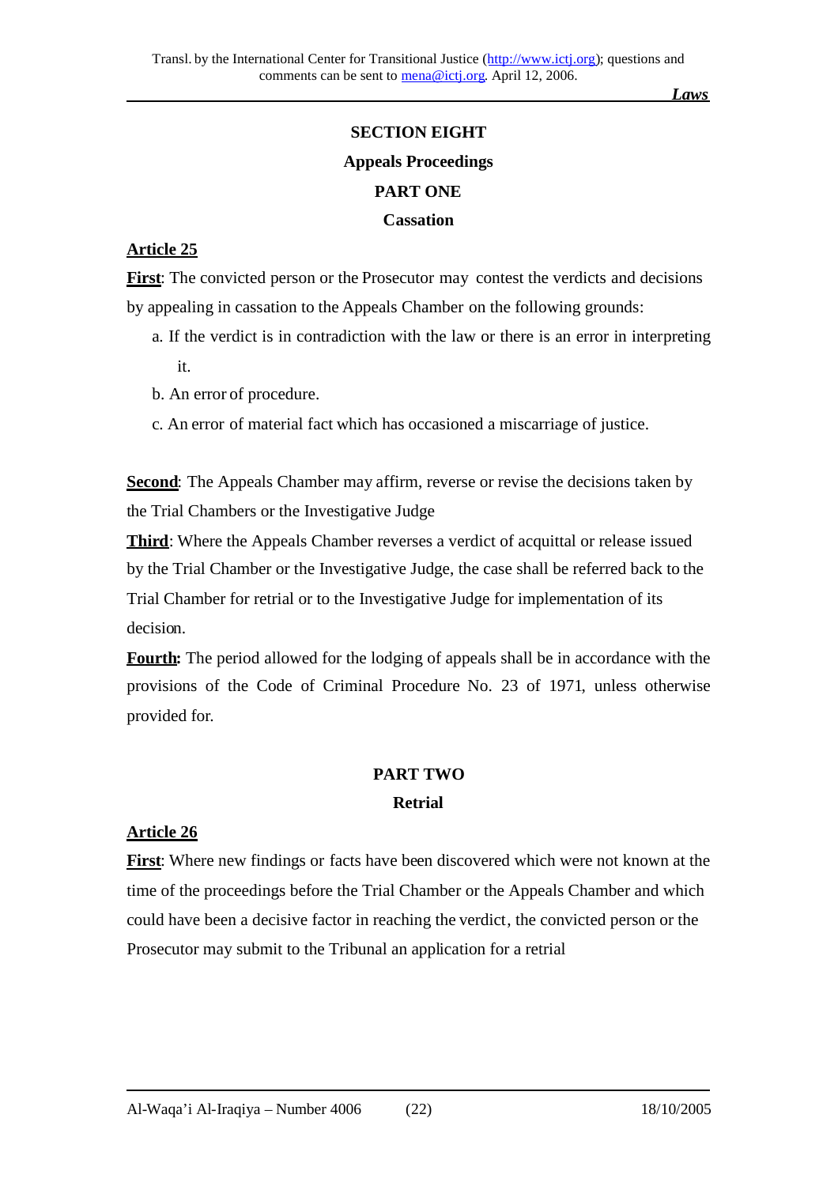## SECTION EIGHT

## Appeals Proceedings

### PART ONE

### Cassation

**Article 25**

**First**: The convicted person or the Prosecutor may contest the verdicts and decisions by appealing in cassation to the Appeals Chamber on the following grounds:

a. If the verdict is in contradiction with the law or there is an error in interpreting it.

b. An error of procedure.

c. An error of material fact which has occasioned a miscarriage of justice.

**Second**: The Appeals Chamber may affirm, reverse or revise the decisions taken by the Trial Chambers or the Investigative Judge

**Third**: Where the Appeals Chamber reverses a verdict of acquittal or release issued by the Trial Chamber or the Investigative Judge, the case shall be referred back to the Trial Chamber for retrial or to the Investigative Judge for implementation of its decision.

**Fourth:** The period allowed for the lodging of appeals shall be in accordance with the provisions of the Code of Criminal Procedure No. 23 of 1971, unless otherwise provided for.

### PART TWO

### Retrial

**Article 26**

**First**: Where new findings or facts have been discovered which were not known at the time of the proceedings before the Trial Chamber or the Appeals Chamber and which could have been a decisive factor in reaching the verdict, the convicted person or the Prosecutor may submit to the Tribunal an application for a retrial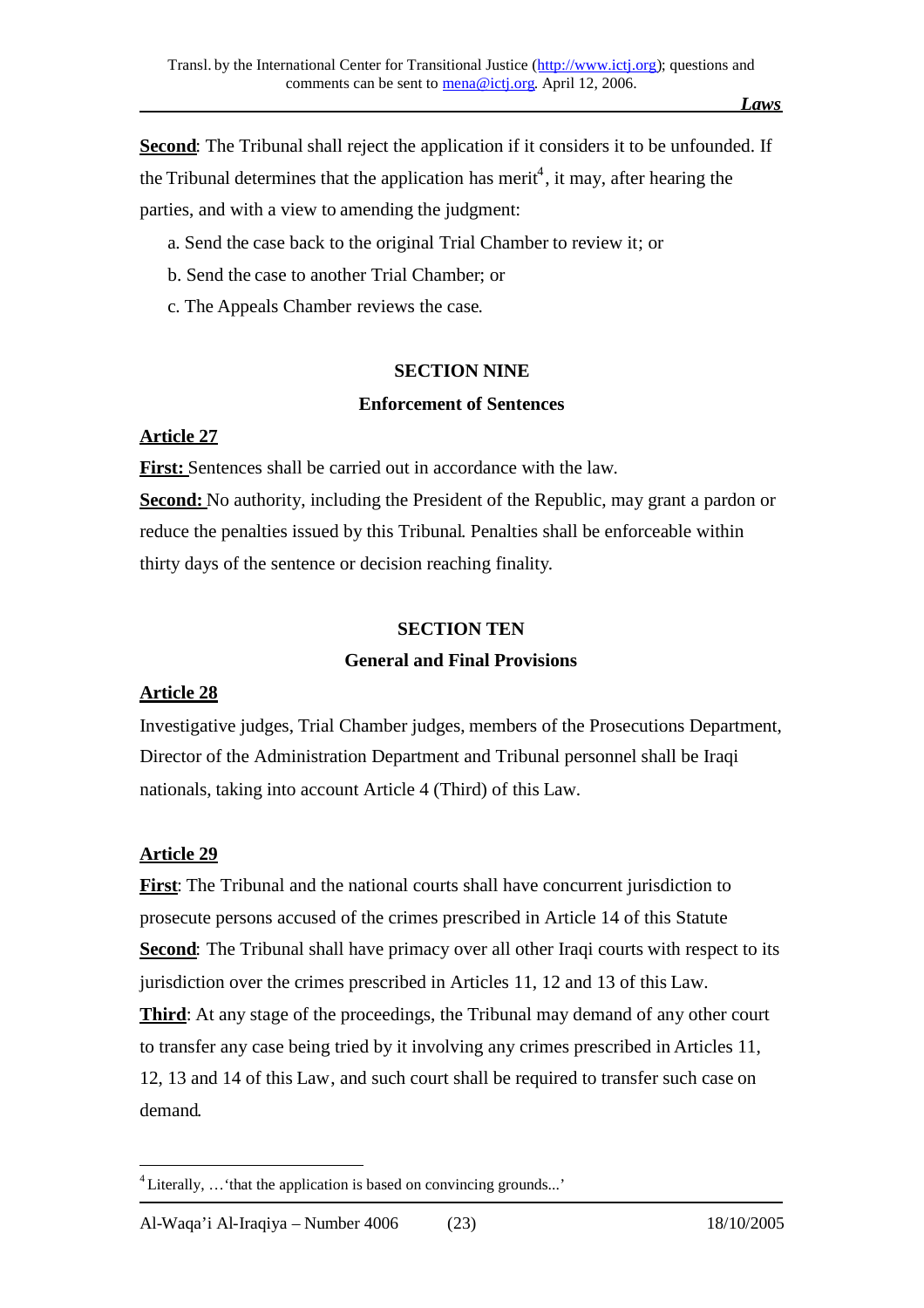**Second**: The Tribunal shall reject the application if it considers it to be unfounded. If the Tribunal determines that the application has merit[4], it may, after hearing the parties, and with a view to amending the judgment:

a. Send the case back to the original Trial Chamber to review it; or

b. Send the case to another Trial Chamber; or

c. The Appeals Chamber reviews the case.

## SECTION NINE

### Enforcement of Sentences

**Article 27**

**First:** Sentences shall be carried out in accordance with the law.

**Second:** No authority, including the President of the Republic, may grant a pardon or reduce the penalties issued by this Tribunal. Penalties shall be enforceable within thirty days of the sentence or decision reaching finality.

## SECTION TEN

### General and Final Provisions

**Article 28**

Investigative judges, Trial Chamber judges, members of the Prosecutions Department, Director of the Administration Department and Tribunal personnel shall be Iraqi nationals, taking into account Article 4 (Third) of this Law.

**Article 29**

**First**: The Tribunal and the national courts shall have concurrent jurisdiction to prosecute persons accused of the crimes prescribed in Article 14 of this Statute

**Second**: The Tribunal shall have primacy over all other Iraqi courts with respect to its jurisdiction over the crimes prescribed in Articles 11, 12 and 13 of this Law.

**Third**: At any stage of the proceedings, the Tribunal may demand of any other court to transfer any case being tried by it involving any crimes prescribed in Articles 11, 12, 13 and 14 of this Law, and such court shall be required to transfer such case on demand.

---

[4] Literally, …'that the application is based on convincing grounds...'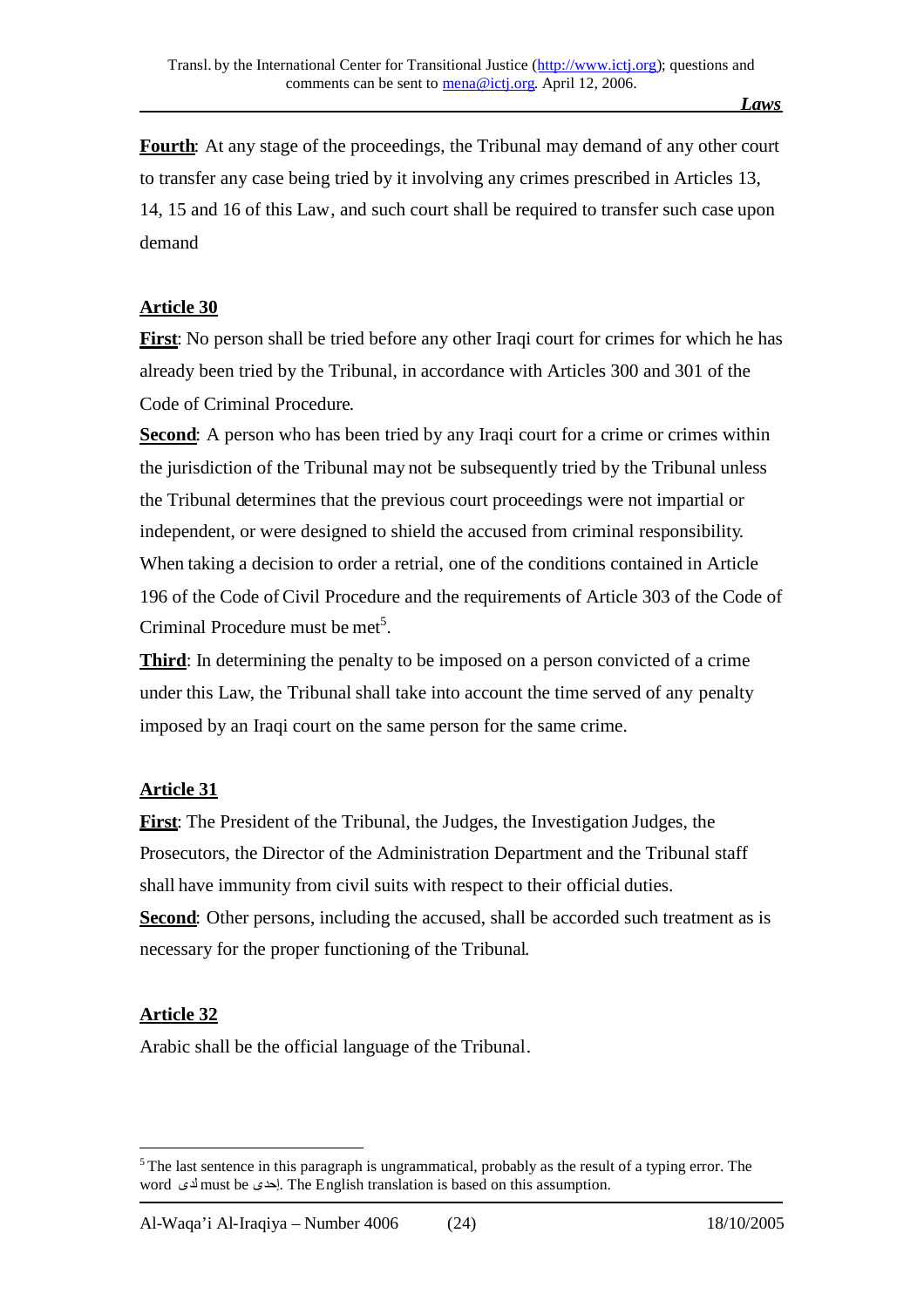**Fourth**: At any stage of the proceedings, the Tribunal may demand of any other court to transfer any case being tried by it involving any crimes prescribed in Articles 13, 14, 15 and 16 of this Law, and such court shall be required to transfer such case upon demand

**Article 30**

**First**: No person shall be tried before any other Iraqi court for crimes for which he has already been tried by the Tribunal, in accordance with Articles 300 and 301 of the Code of Criminal Procedure.

**Second**: A person who has been tried by any Iraqi court for a crime or crimes within the jurisdiction of the Tribunal may not be subsequently tried by the Tribunal unless the Tribunal determines that the previous court proceedings were not impartial or independent, or were designed to shield the accused from criminal responsibility. When taking a decision to order a retrial, one of the conditions contained in Article 196 of the Code of Civil Procedure and the requirements of Article 303 of the Code of Criminal Procedure must be met[5].

**Third**: In determining the penalty to be imposed on a person convicted of a crime under this Law, the Tribunal shall take into account the time served of any penalty imposed by an Iraqi court on the same person for the same crime.

**Article 31**

**First**: The President of the Tribunal, the Judges, the Investigation Judges, the Prosecutors, the Director of the Administration Department and the Tribunal staff shall have immunity from civil suits with respect to their official duties.

**Second**: Other persons, including the accused, shall be accorded such treatment as is necessary for the proper functioning of the Tribunal.

**Article 32**

Arabic shall be the official language of the Tribunal.

---

[5] The last sentence in this paragraph is ungrammatical, probably as the result of a typing error. The word لدى must be إحدى. The English translation is based on this assumption.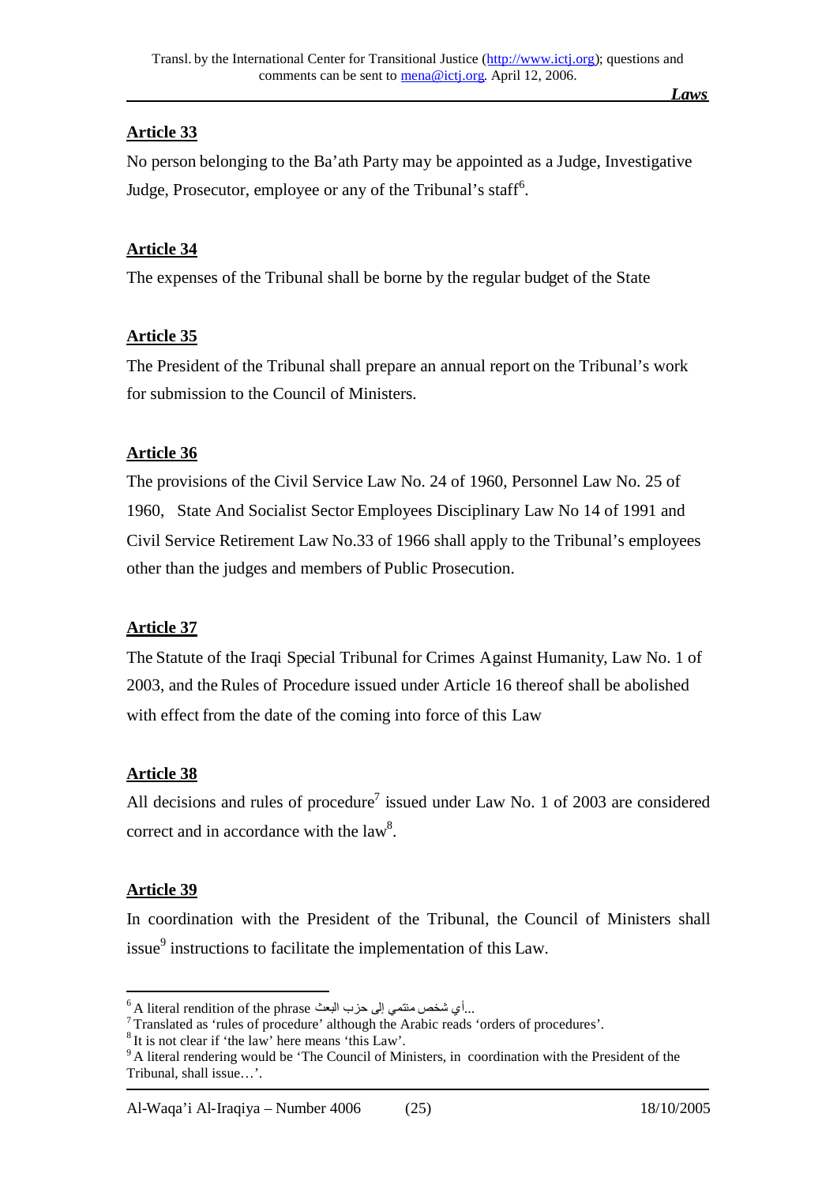## Article 33

No person belonging to the Ba'ath Party may be appointed as a Judge, Investigative Judge, Prosecutor, employee or any of the Tribunal's staff[6].

## Article 34

The expenses of the Tribunal shall be borne by the regular budget of the State

## Article 35

The President of the Tribunal shall prepare an annual report on the Tribunal's work for submission to the Council of Ministers.

## Article 36

The provisions of the Civil Service Law No. 24 of 1960, Personnel Law No. 25 of 1960, State And Socialist Sector Employees Disciplinary Law No 14 of 1991 and Civil Service Retirement Law No.33 of 1966 shall apply to the Tribunal's employees other than the judges and members of Public Prosecution.

## Article 37

The Statute of the Iraqi Special Tribunal for Crimes Against Humanity, Law No. 1 of 2003, and the Rules of Procedure issued under Article 16 thereof shall be abolished with effect from the date of the coming into force of this Law

## Article 38

All decisions and rules of procedure[7] issued under Law No. 1 of 2003 are considered correct and in accordance with the law[8].

## Article 39

In coordination with the President of the Tribunal, the Council of Ministers shall issue[9] instructions to facilitate the implementation of this Law.

---

[6] A literal rendition of the phrase أي شخص منتمي إلى حزب البعث...

[7] Translated as 'rules of procedure' although the Arabic reads 'orders of procedures'.

[8] It is not clear if 'the law' here means 'this Law'.

[9] A literal rendering would be 'The Council of Ministers, in coordination with the President of the Tribunal, shall issue…'.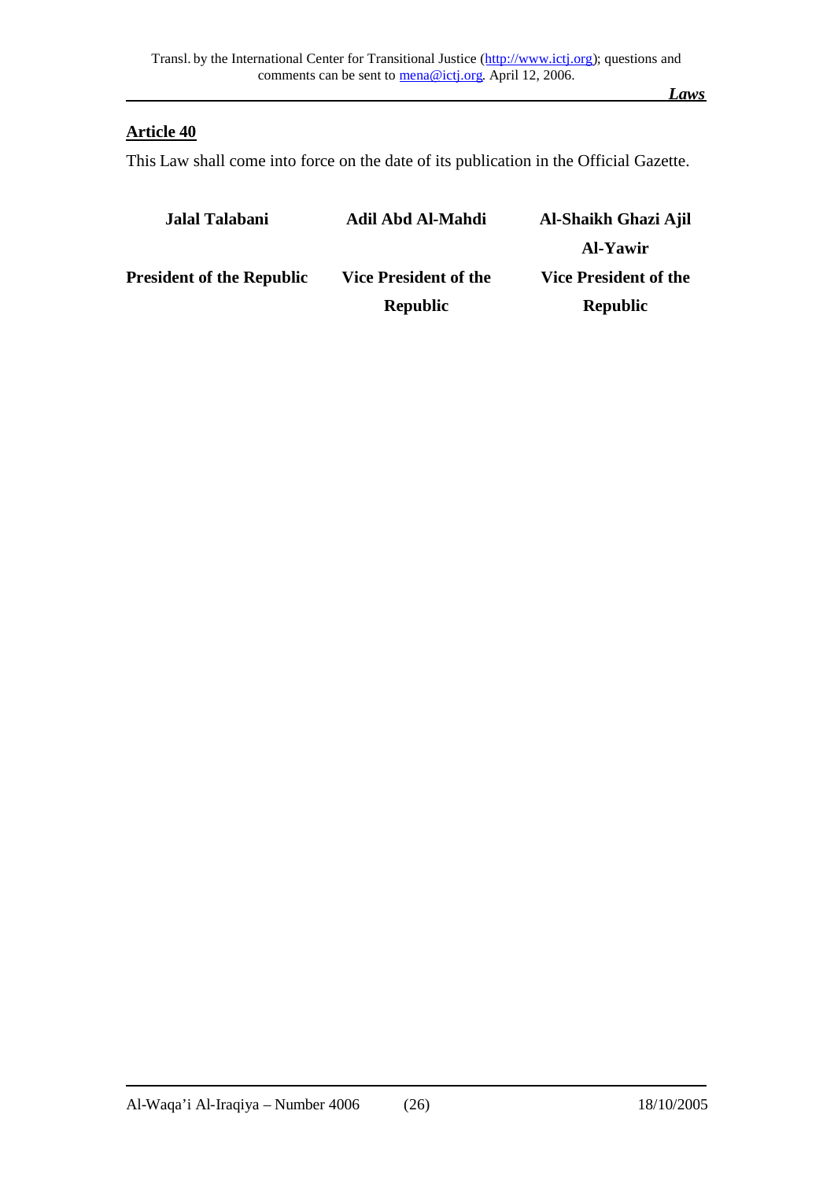## Article 40

This Law shall come into force on the date of its publication in the Official Gazette.

| Jalal Talabani | Adil Abd Al-Mahdi | Al-Shaikh Ghazi Ajil Al-Yawir |
| --- | --- | --- |
| President of the Republic | Vice President of the Republic | Vice President of the Republic |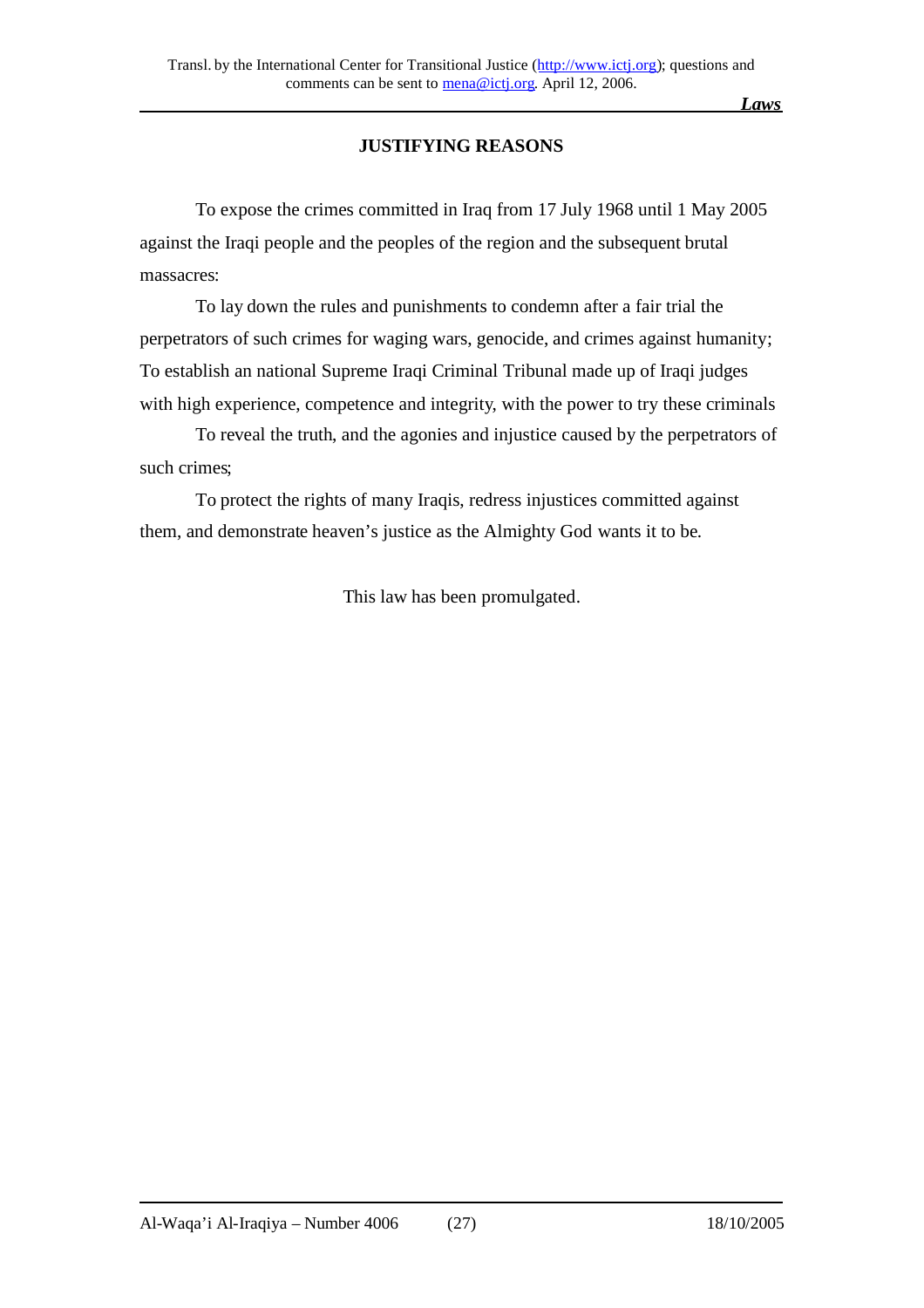## JUSTIFYING REASONS

To expose the crimes committed in Iraq from 17 July 1968 until 1 May 2005 against the Iraqi people and the peoples of the region and the subsequent brutal massacres:

To lay down the rules and punishments to condemn after a fair trial the perpetrators of such crimes for waging wars, genocide, and crimes against humanity; To establish an national Supreme Iraqi Criminal Tribunal made up of Iraqi judges with high experience, competence and integrity, with the power to try these criminals

To reveal the truth, and the agonies and injustice caused by the perpetrators of such crimes;

To protect the rights of many Iraqis, redress injustices committed against them, and demonstrate heaven's justice as the Almighty God wants it to be.

This law has been promulgated.